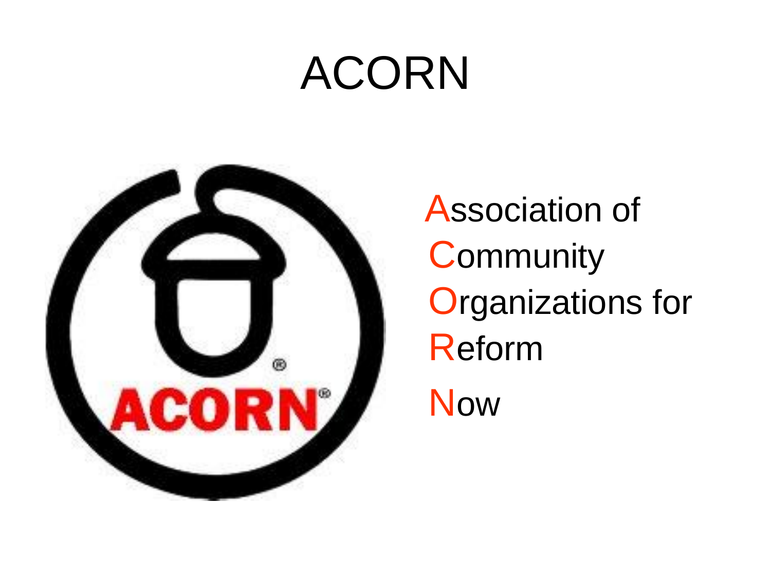# ACORN

**A**ssociation of
**C**ommunity
**O**rganizations for
**R**eform
**N**ow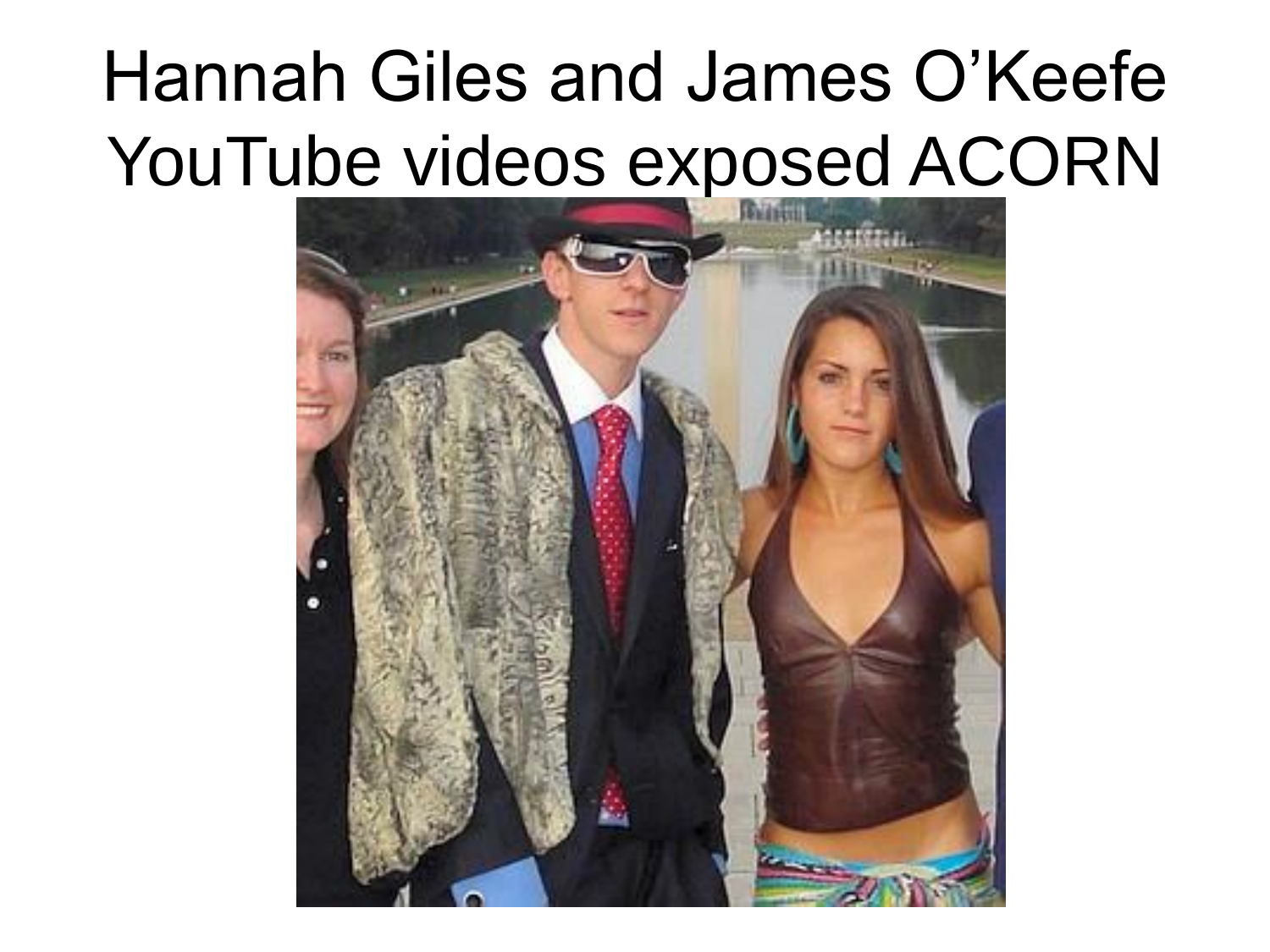# Hannah Giles and James O'Keefe YouTube videos exposed ACORN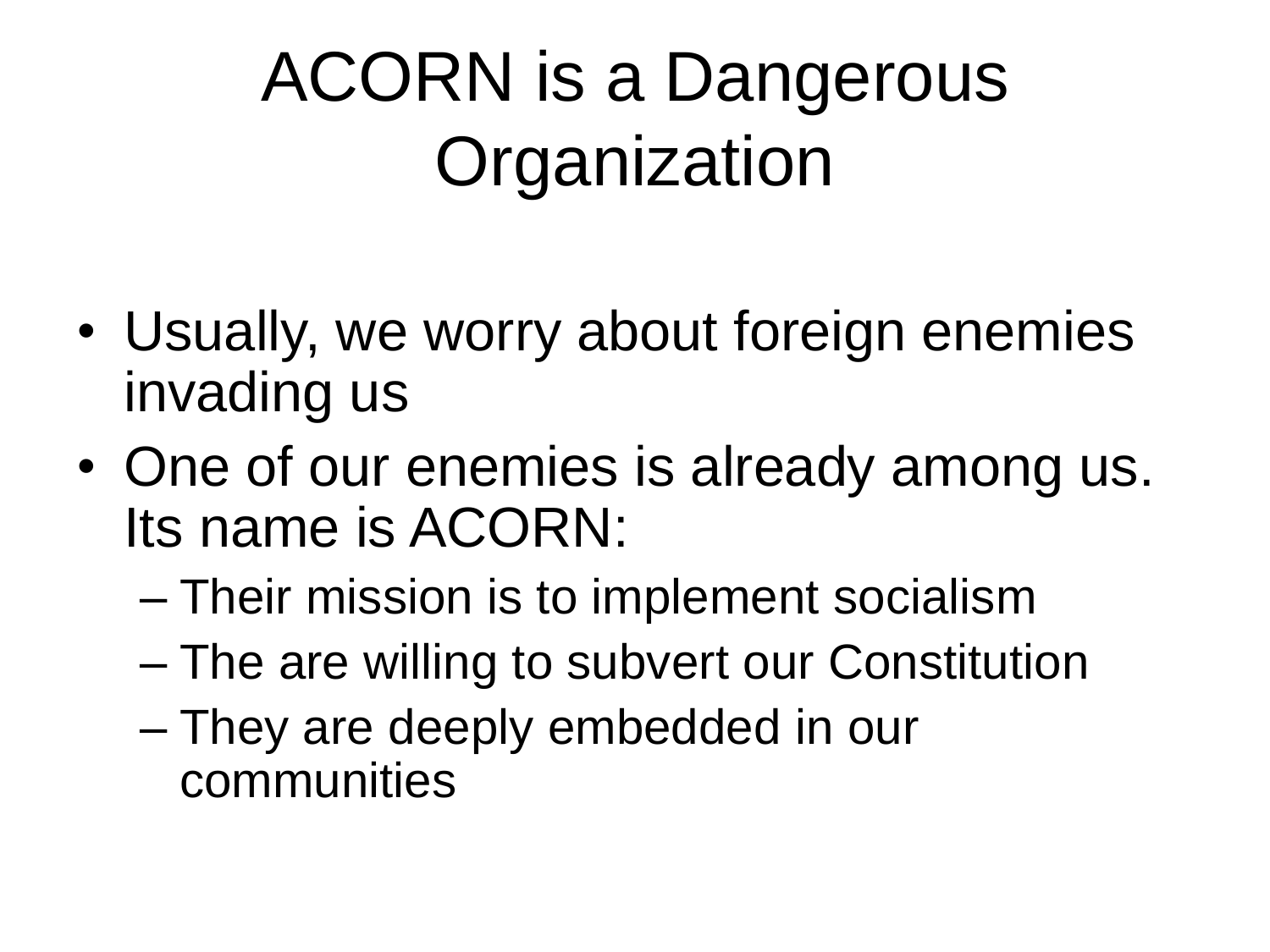# ACORN is a Dangerous Organization

- Usually, we worry about foreign enemies invading us
- One of our enemies is already among us. Its name is ACORN:
  - Their mission is to implement socialism
  - The are willing to subvert our Constitution
  - They are deeply embedded in our communities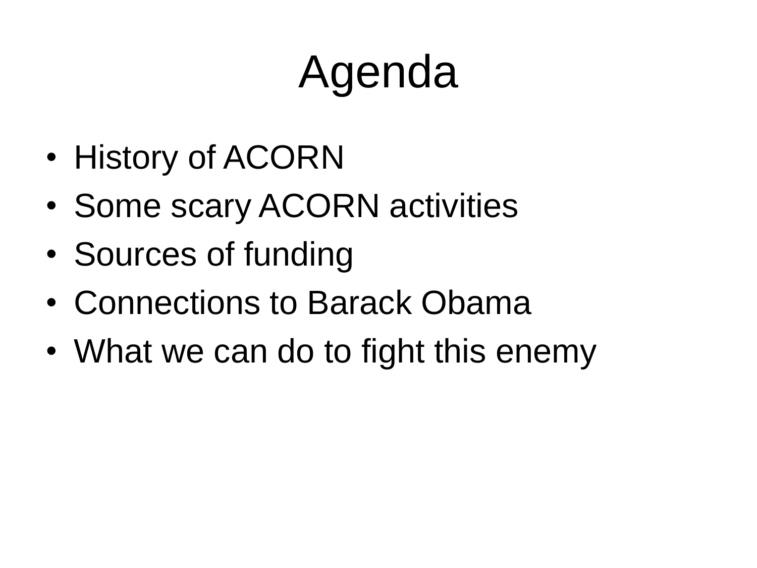# Agenda

- History of ACORN
- Some scary ACORN activities
- Sources of funding
- Connections to Barack Obama
- What we can do to fight this enemy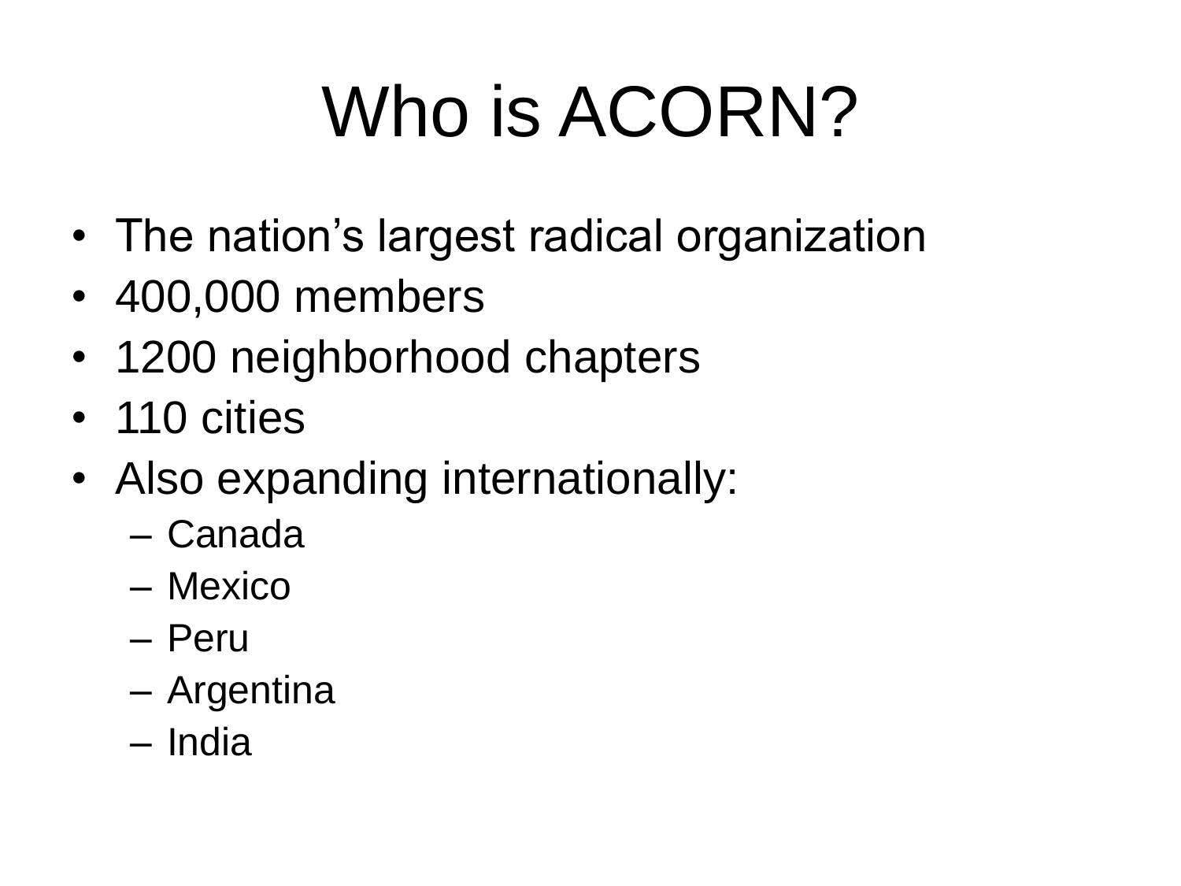# Who is ACORN?

- The nation’s largest radical organization
- 400,000 members
- 1200 neighborhood chapters
- 110 cities
- Also expanding internationally:
  - Canada
  - Mexico
  - Peru
  - Argentina
  - India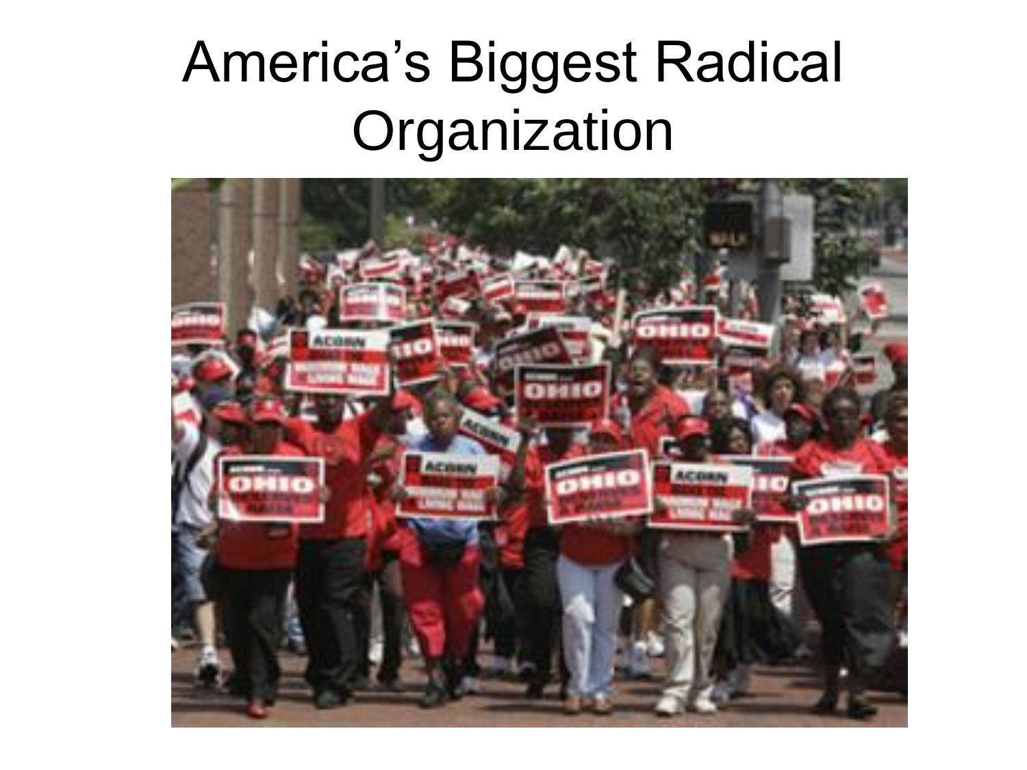# America's Biggest Radical Organization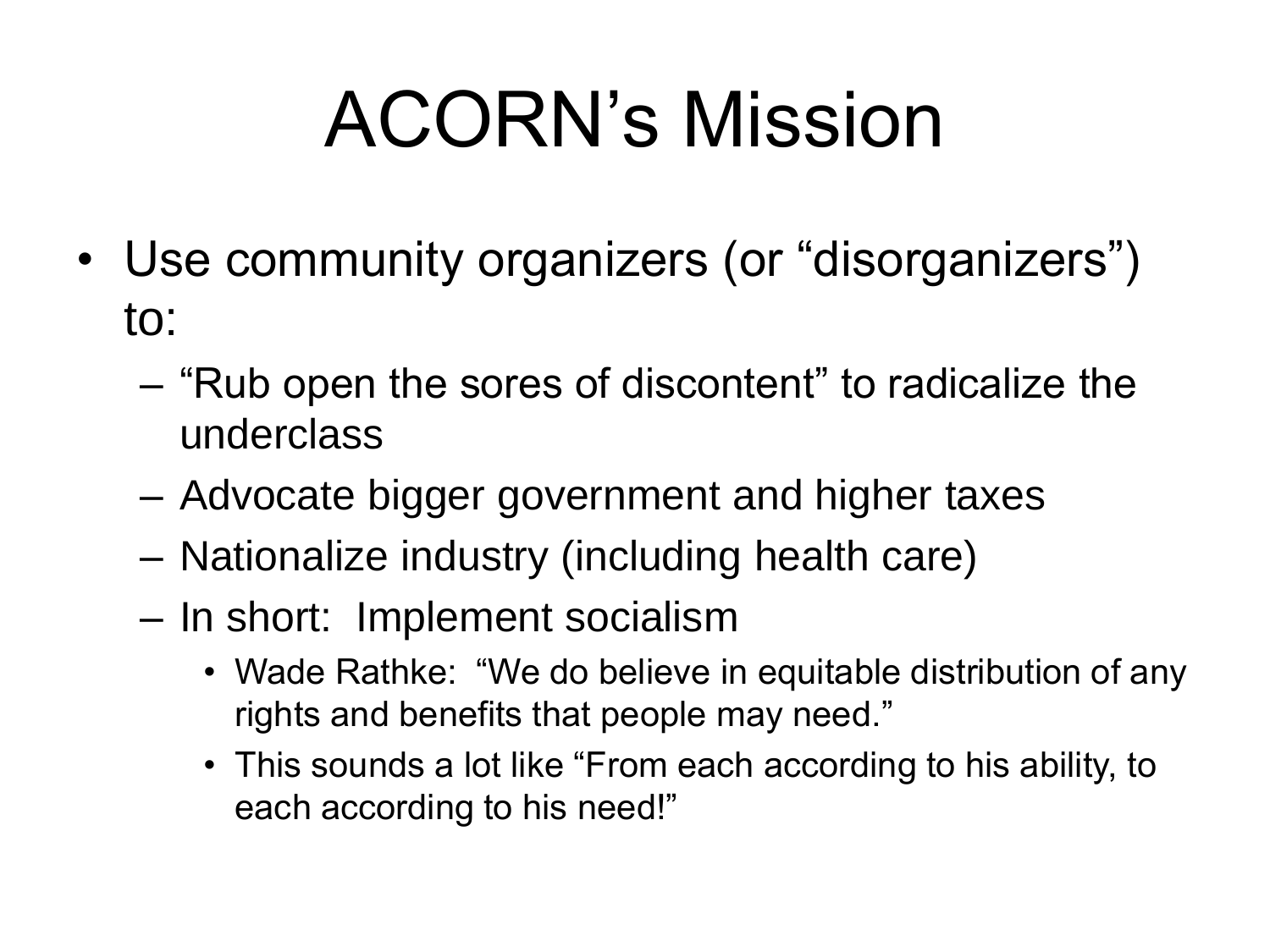# ACORN’s Mission

- Use community organizers (or “disorganizers”) to:
  - “Rub open the sores of discontent” to radicalize the underclass
  - Advocate bigger government and higher taxes
  - Nationalize industry (including health care)
  - In short: Implement socialism
    - Wade Rathke: “We do believe in equitable distribution of any rights and benefits that people may need.”
    - This sounds a lot like “From each according to his ability, to each according to his need!”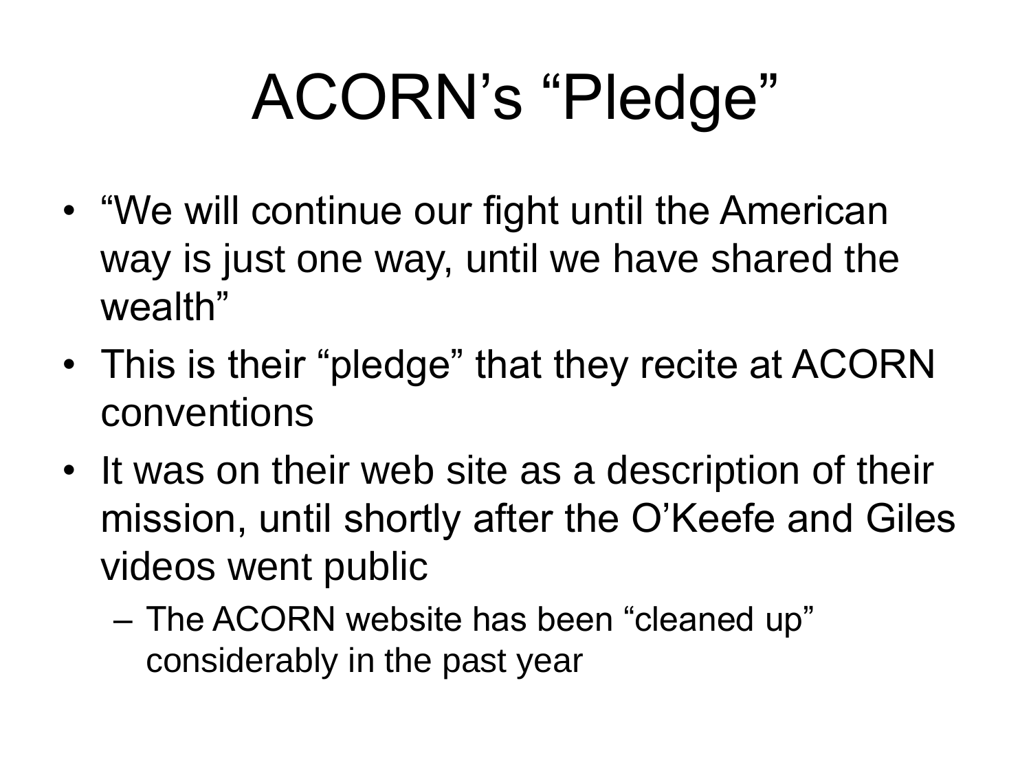# ACORN's "Pledge"

- "We will continue our fight until the American way is just one way, until we have shared the wealth"
- This is their "pledge" that they recite at ACORN conventions
- It was on their web site as a description of their mission, until shortly after the O'Keefe and Giles videos went public
  - The ACORN website has been "cleaned up" considerably in the past year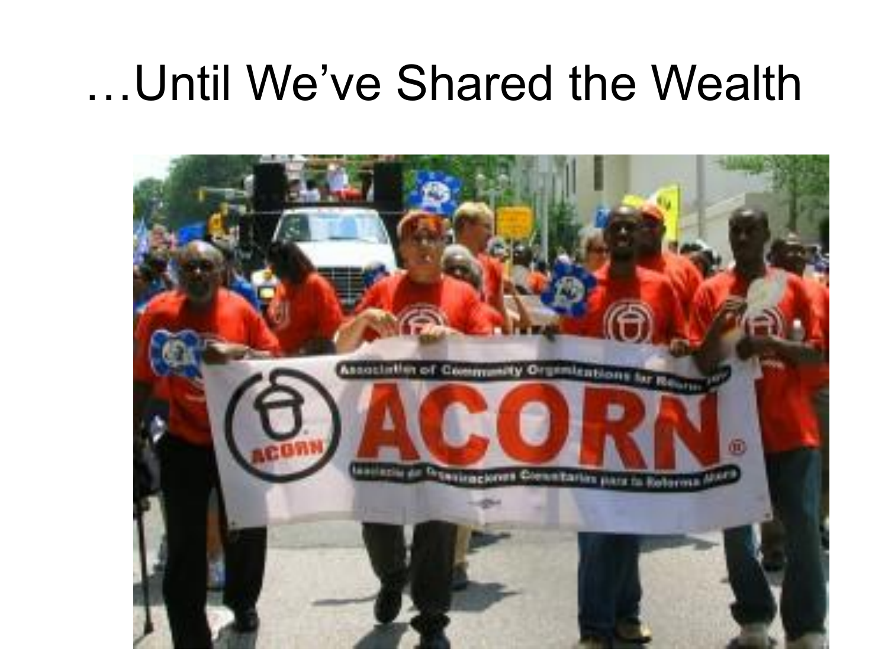# …Until We've Shared the Wealth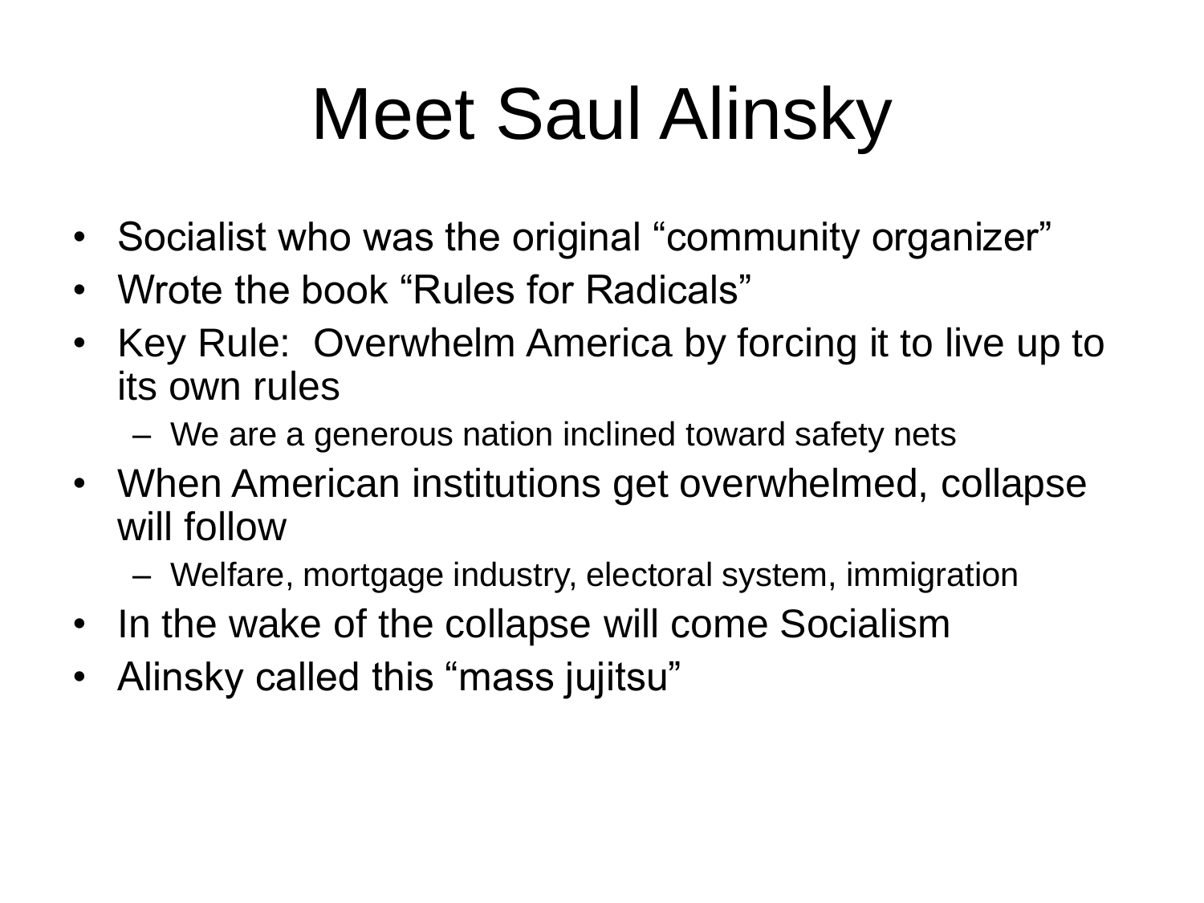# Meet Saul Alinsky

- Socialist who was the original “community organizer”
- Wrote the book “Rules for Radicals”
- Key Rule: Overwhelm America by forcing it to live up to its own rules
  - We are a generous nation inclined toward safety nets
- When American institutions get overwhelmed, collapse will follow
  - Welfare, mortgage industry, electoral system, immigration
- In the wake of the collapse will come Socialism
- Alinsky called this “mass jujitsu”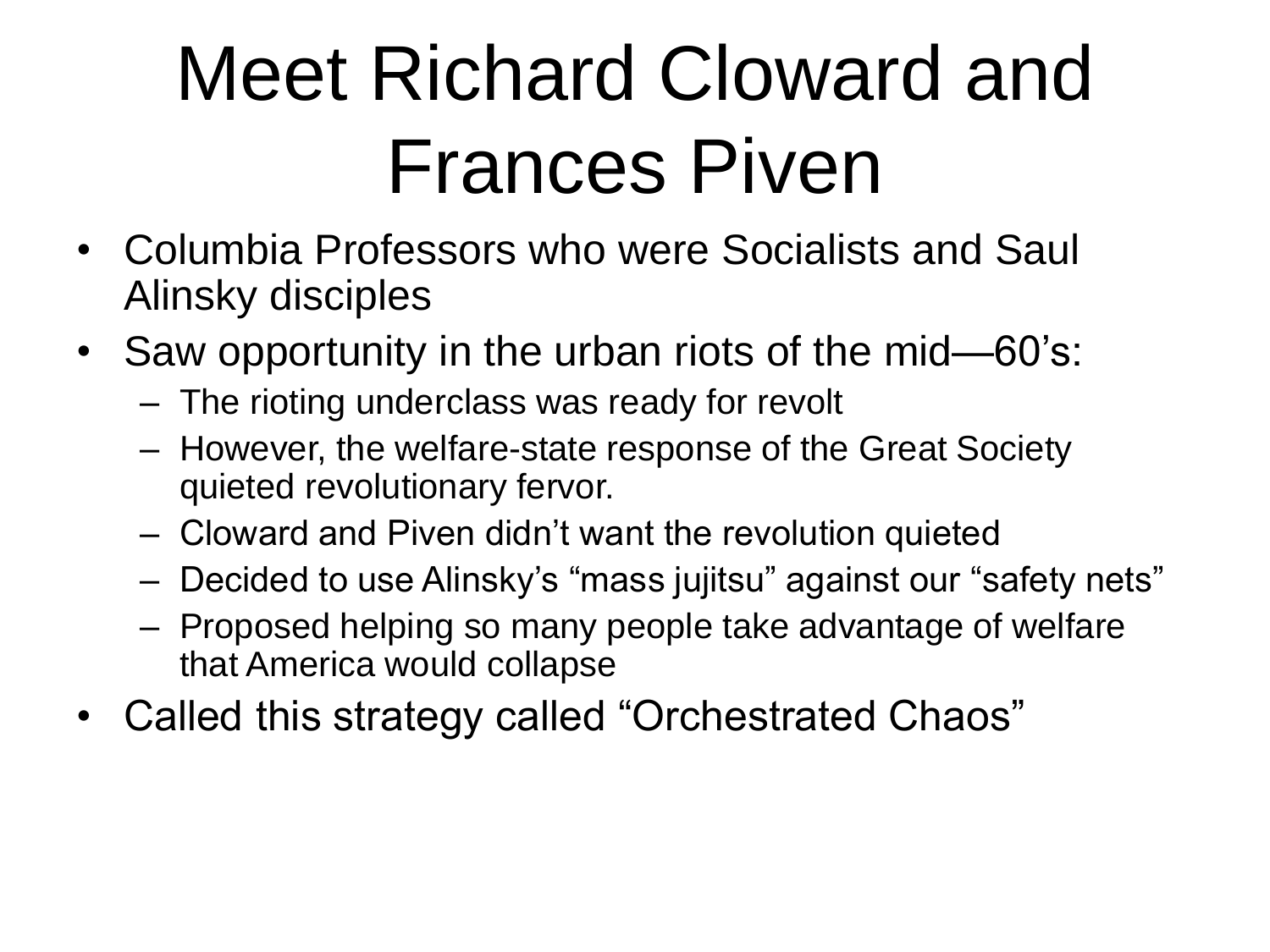# Meet Richard Cloward and Frances Piven

- Columbia Professors who were Socialists and Saul Alinsky disciples
- Saw opportunity in the urban riots of the mid—60's:
  - The rioting underclass was ready for revolt
  - However, the welfare-state response of the Great Society quieted revolutionary fervor.
  - Cloward and Piven didn't want the revolution quieted
  - Decided to use Alinsky's "mass jujitsu" against our "safety nets"
  - Proposed helping so many people take advantage of welfare that America would collapse
- Called this strategy called "Orchestrated Chaos"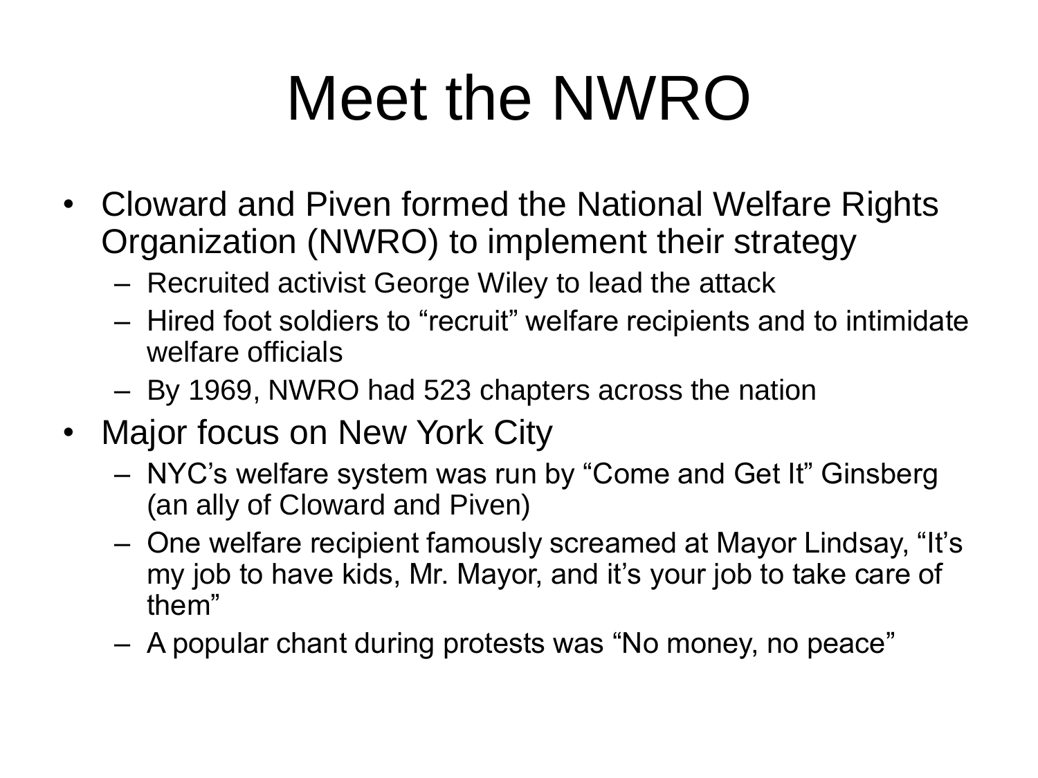# Meet the NWRO

- Cloward and Piven formed the National Welfare Rights Organization (NWRO) to implement their strategy
  - Recruited activist George Wiley to lead the attack
  - Hired foot soldiers to “recruit” welfare recipients and to intimidate welfare officials
  - By 1969, NWRO had 523 chapters across the nation
- Major focus on New York City
  - NYC’s welfare system was run by “Come and Get It” Ginsberg (an ally of Cloward and Piven)
  - One welfare recipient famously screamed at Mayor Lindsay, “It’s my job to have kids, Mr. Mayor, and it’s your job to take care of them”
  - A popular chant during protests was “No money, no peace”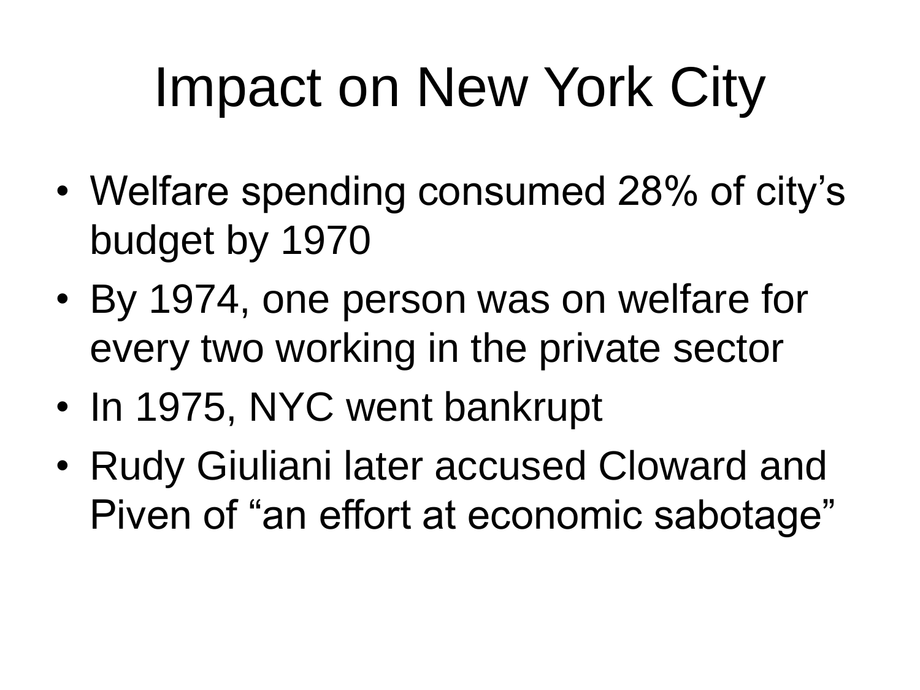# Impact on New York City

- Welfare spending consumed 28% of city’s budget by 1970
- By 1974, one person was on welfare for every two working in the private sector
- In 1975, NYC went bankrupt
- Rudy Giuliani later accused Cloward and Piven of “an effort at economic sabotage”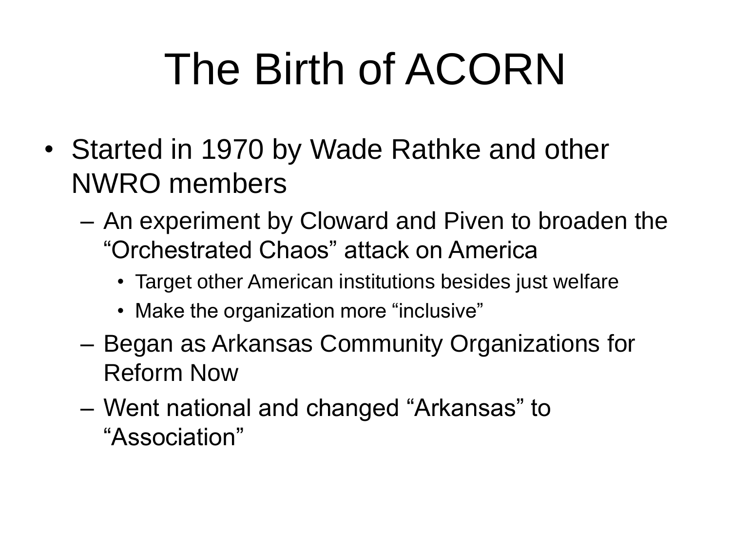# The Birth of ACORN

- Started in 1970 by Wade Rathke and other NWRO members
  - An experiment by Cloward and Piven to broaden the “Orchestrated Chaos” attack on America
    - Target other American institutions besides just welfare
    - Make the organization more “inclusive”
  - Began as Arkansas Community Organizations for Reform Now
  - Went national and changed “Arkansas” to “Association”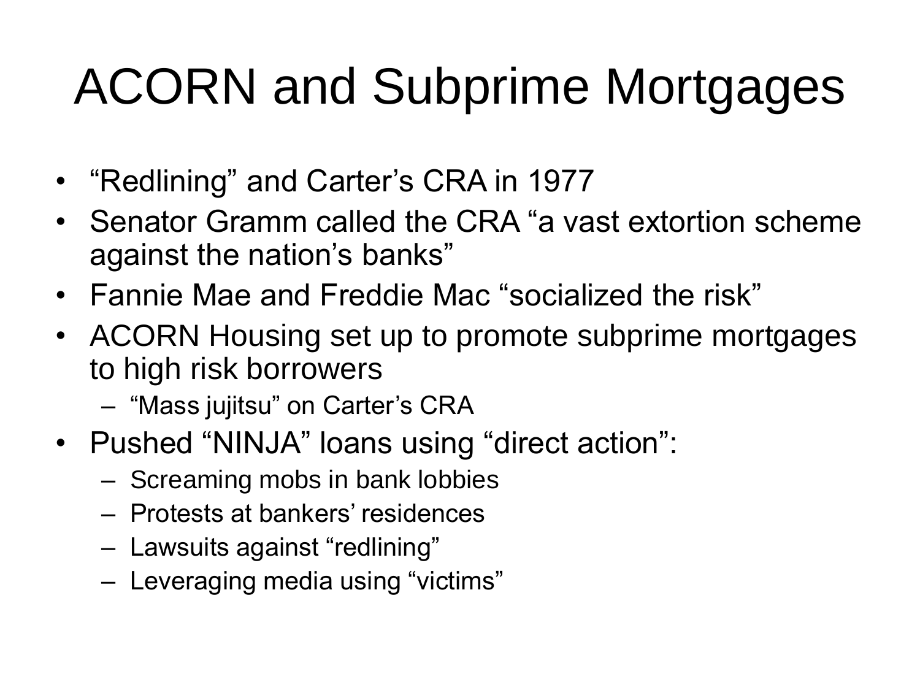# ACORN and Subprime Mortgages

- “Redlining” and Carter’s CRA in 1977
- Senator Gramm called the CRA “a vast extortion scheme against the nation’s banks”
- Fannie Mae and Freddie Mac “socialized the risk”
- ACORN Housing set up to promote subprime mortgages to high risk borrowers
  - “Mass jujitsu” on Carter’s CRA
- Pushed “NINJA” loans using “direct action”:
  - Screaming mobs in bank lobbies
  - Protests at bankers’ residences
  - Lawsuits against “redlining”
  - Leveraging media using “victims”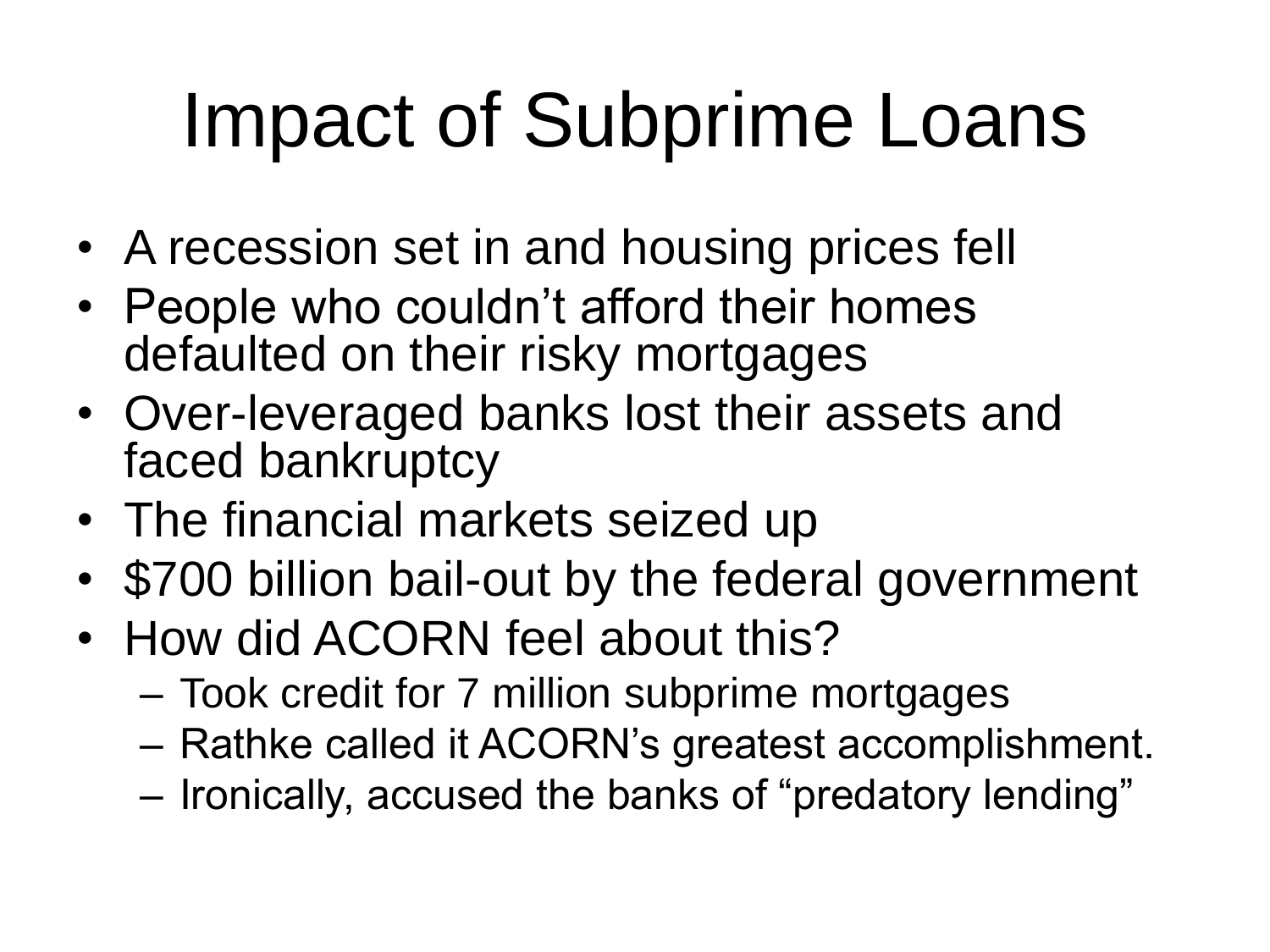# Impact of Subprime Loans

- A recession set in and housing prices fell
- People who couldn’t afford their homes defaulted on their risky mortgages
- Over-leveraged banks lost their assets and faced bankruptcy
- The financial markets seized up
- $700 billion bail-out by the federal government
- How did ACORN feel about this?
  - Took credit for 7 million subprime mortgages
  - Rathke called it ACORN’s greatest accomplishment.
  - Ironically, accused the banks of “predatory lending”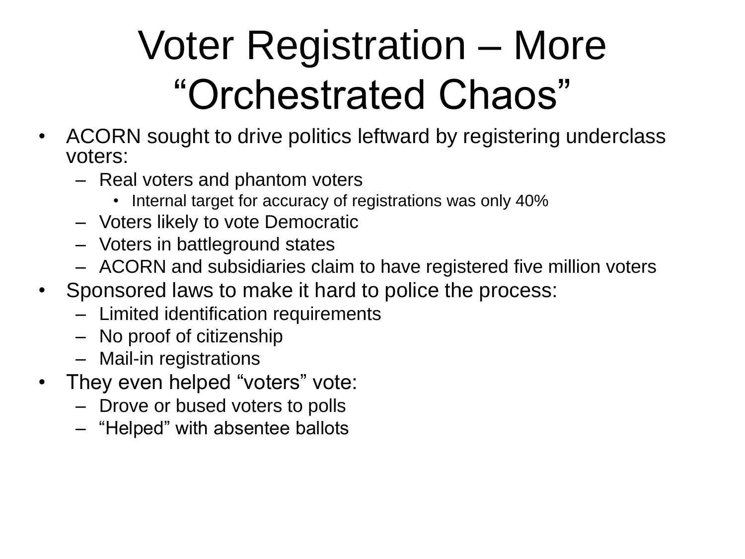# Voter Registration – More "Orchestrated Chaos"

- ACORN sought to drive politics leftward by registering underclass voters:
  - Real voters and phantom voters
    - Internal target for accuracy of registrations was only 40%
  - Voters likely to vote Democratic
  - Voters in battleground states
  - ACORN and subsidiaries claim to have registered five million voters
- Sponsored laws to make it hard to police the process:
  - Limited identification requirements
  - No proof of citizenship
  - Mail-in registrations
- They even helped "voters" vote:
  - Drove or bused voters to polls
  - "Helped" with absentee ballots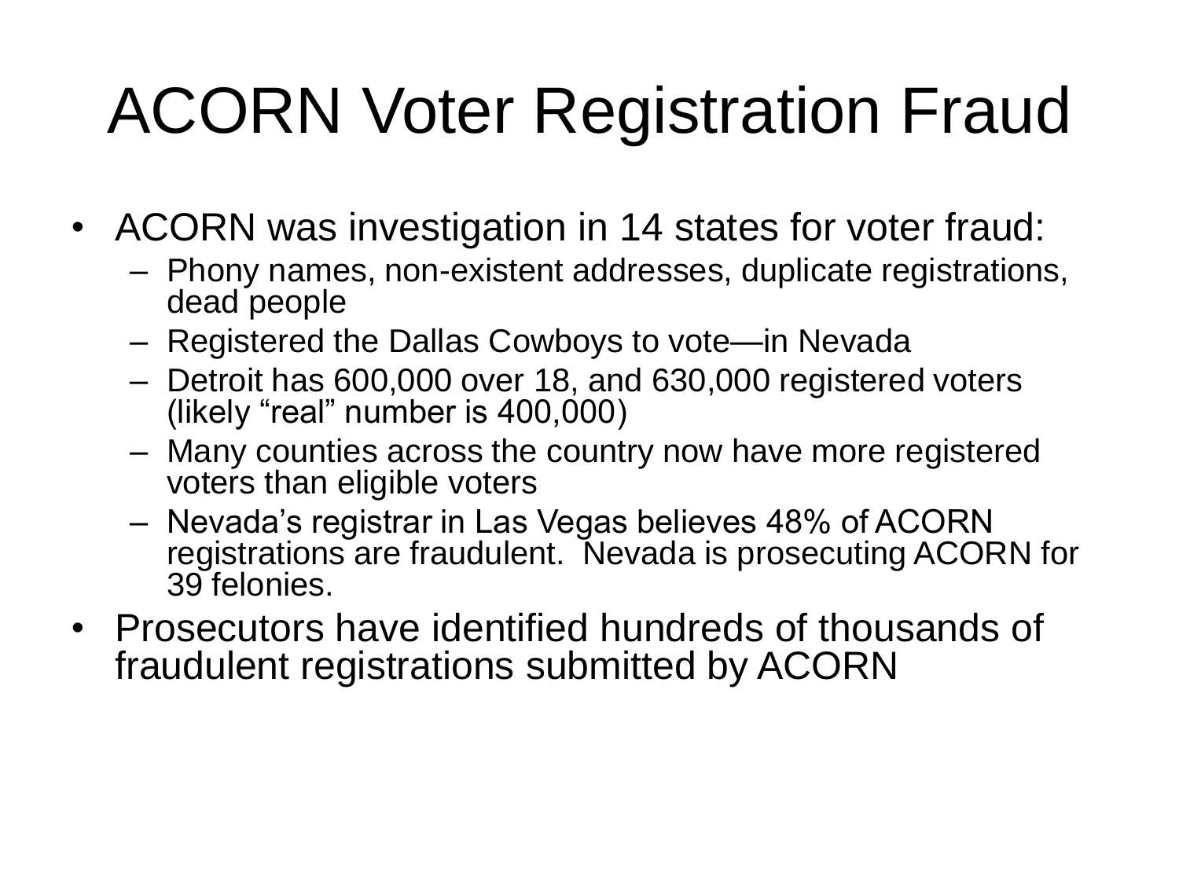# ACORN Voter Registration Fraud

- ACORN was investigation in 14 states for voter fraud:
  - Phony names, non-existent addresses, duplicate registrations, dead people
  - Registered the Dallas Cowboys to vote—in Nevada
  - Detroit has 600,000 over 18, and 630,000 registered voters (likely “real” number is 400,000)
  - Many counties across the country now have more registered voters than eligible voters
  - Nevada’s registrar in Las Vegas believes 48% of ACORN registrations are fraudulent. Nevada is prosecuting ACORN for 39 felonies.
- Prosecutors have identified hundreds of thousands of fraudulent registrations submitted by ACORN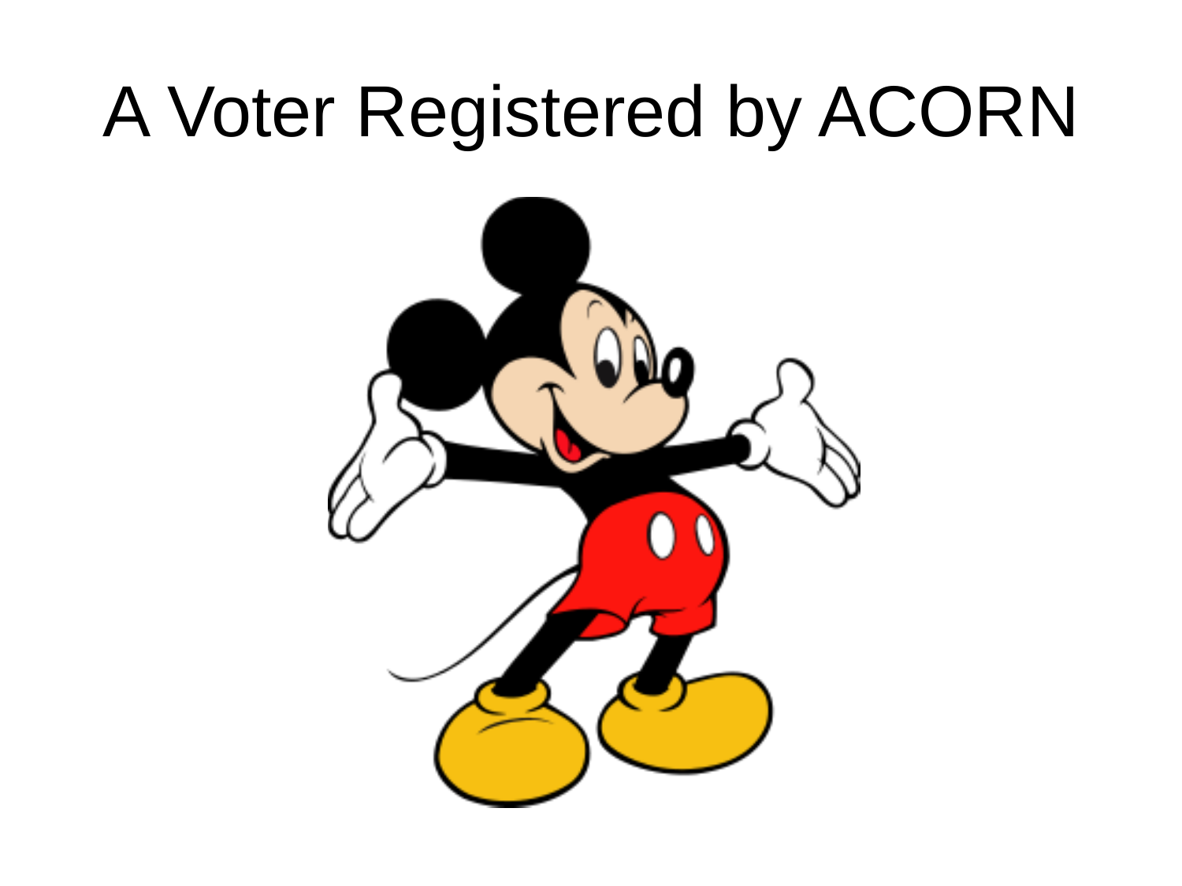# A Voter Registered by ACORN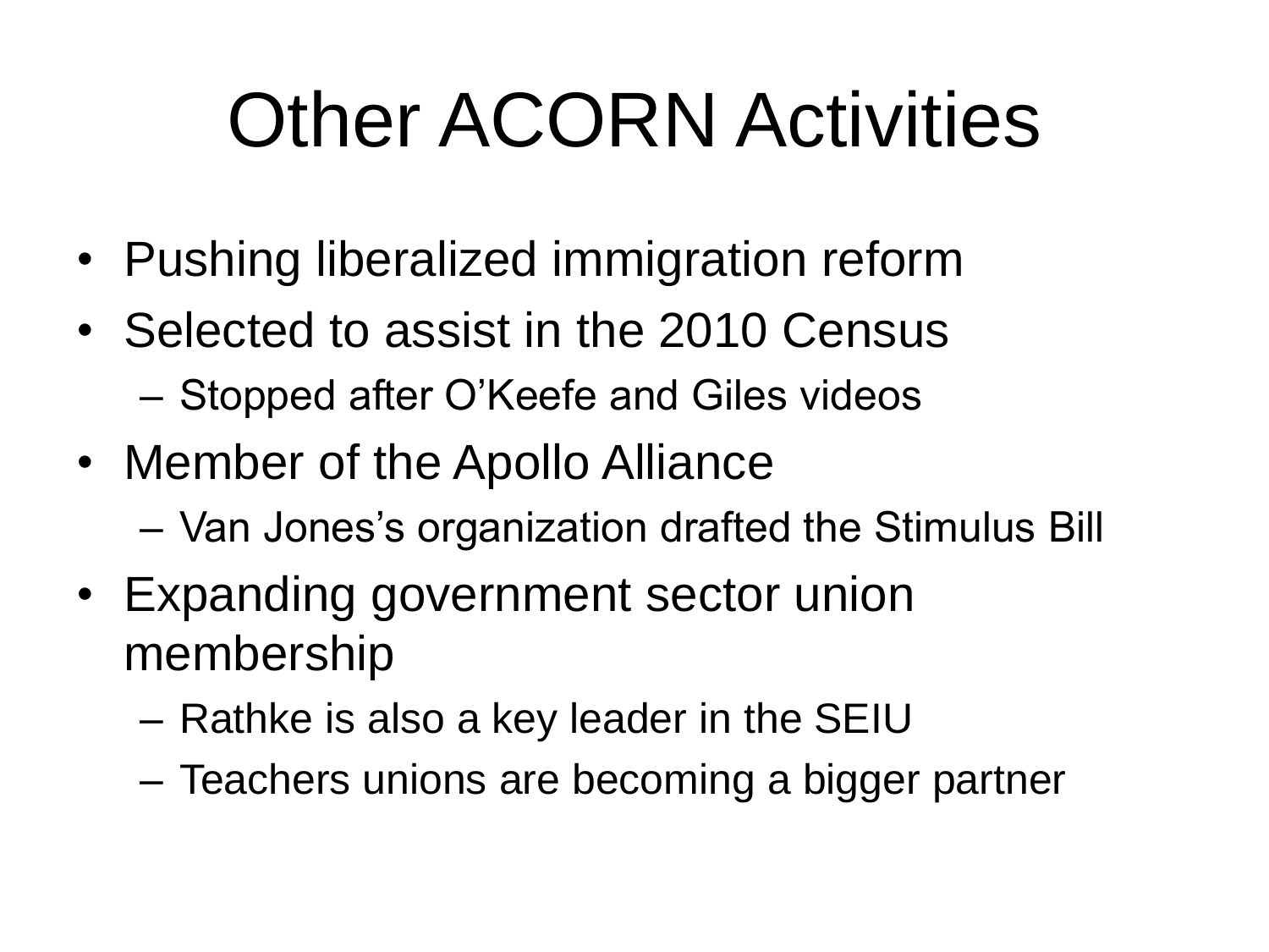# Other ACORN Activities

- Pushing liberalized immigration reform
- Selected to assist in the 2010 Census
  - Stopped after O'Keefe and Giles videos
- Member of the Apollo Alliance
  - Van Jones's organization drafted the Stimulus Bill
- Expanding government sector union membership
  - Rathke is also a key leader in the SEIU
  - Teachers unions are becoming a bigger partner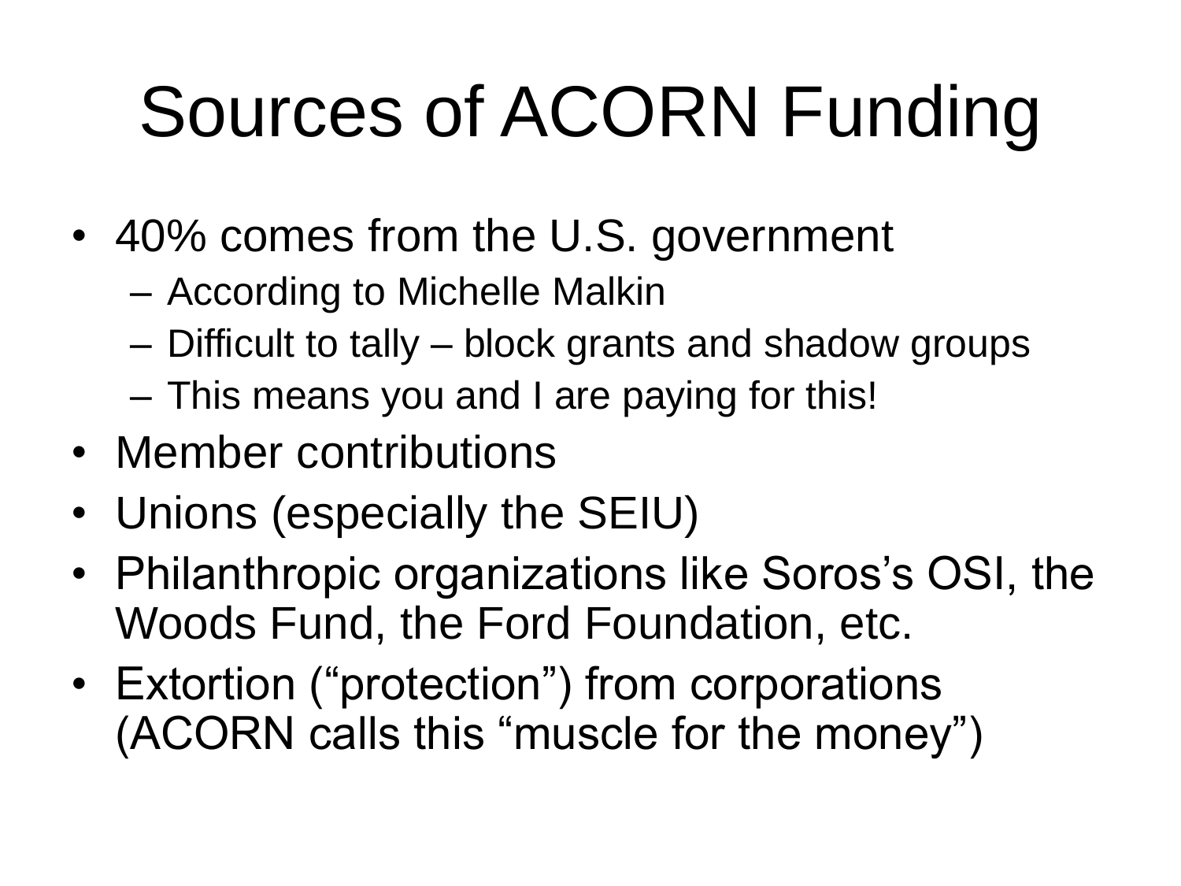# Sources of ACORN Funding

- 40% comes from the U.S. government
  - According to Michelle Malkin
  - Difficult to tally – block grants and shadow groups
  - This means you and I are paying for this!
- Member contributions
- Unions (especially the SEIU)
- Philanthropic organizations like Soros's OSI, the Woods Fund, the Ford Foundation, etc.
- Extortion ("protection") from corporations (ACORN calls this "muscle for the money")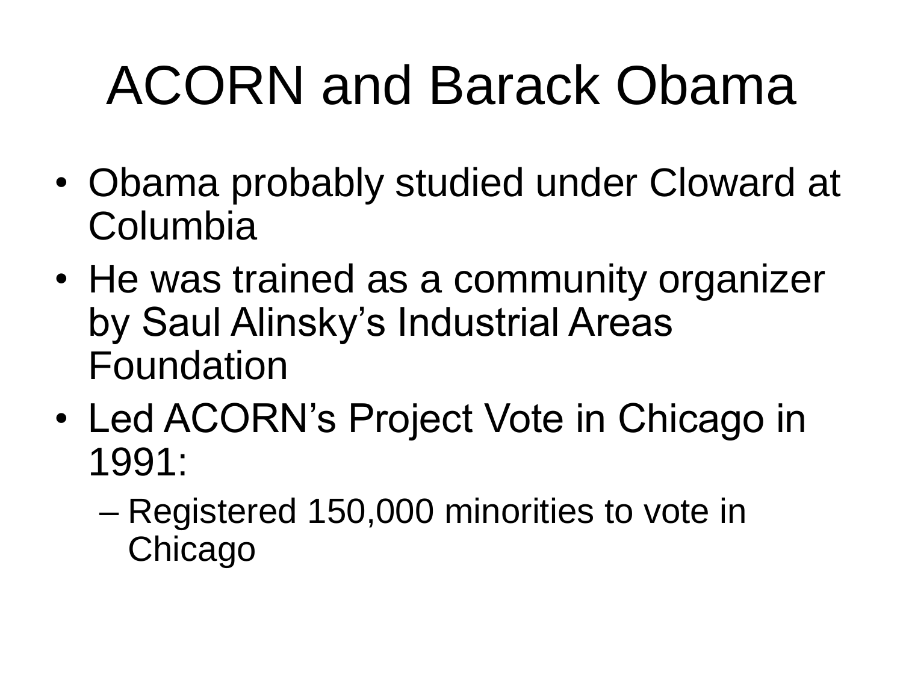# ACORN and Barack Obama

- Obama probably studied under Cloward at Columbia
- He was trained as a community organizer by Saul Alinsky's Industrial Areas Foundation
- Led ACORN's Project Vote in Chicago in 1991:
  - Registered 150,000 minorities to vote in Chicago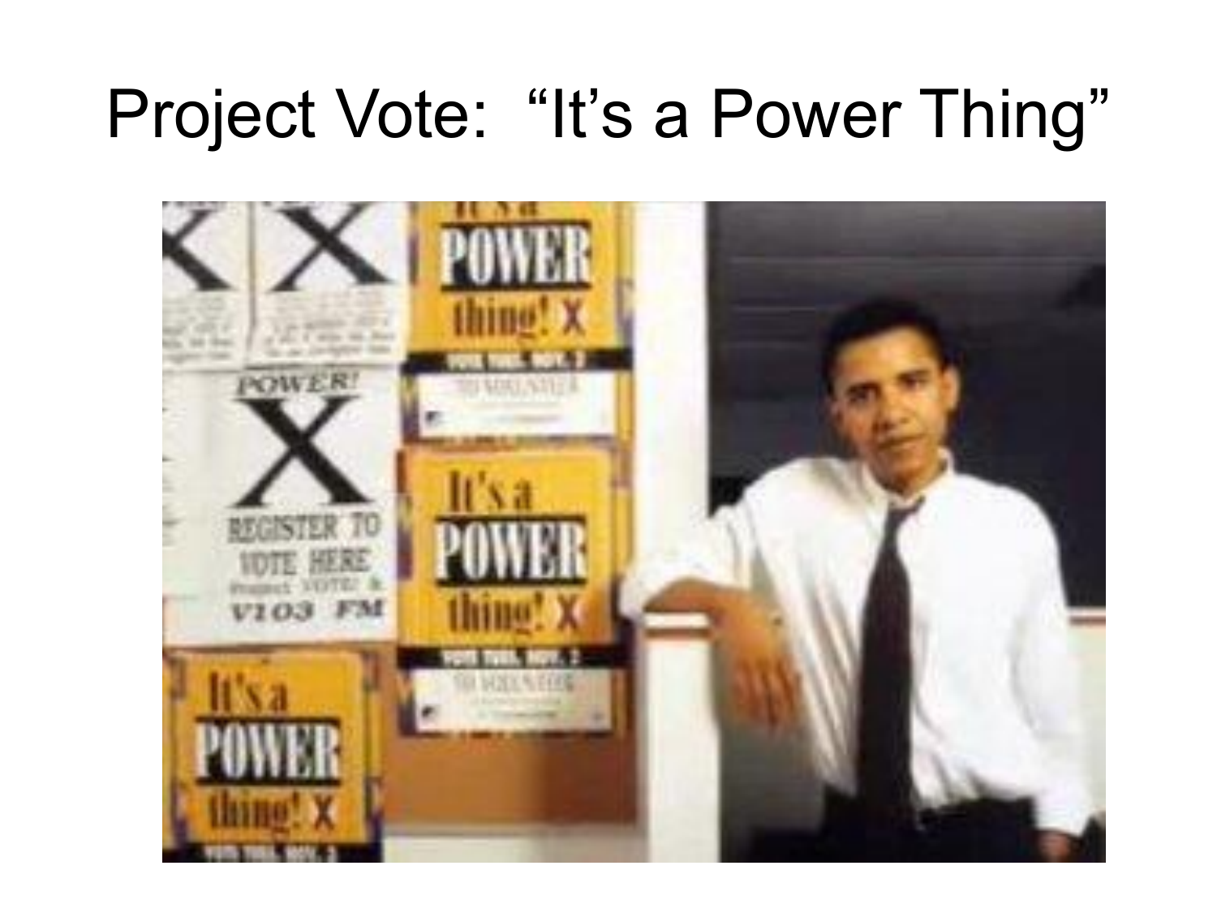# Project Vote: "It's a Power Thing"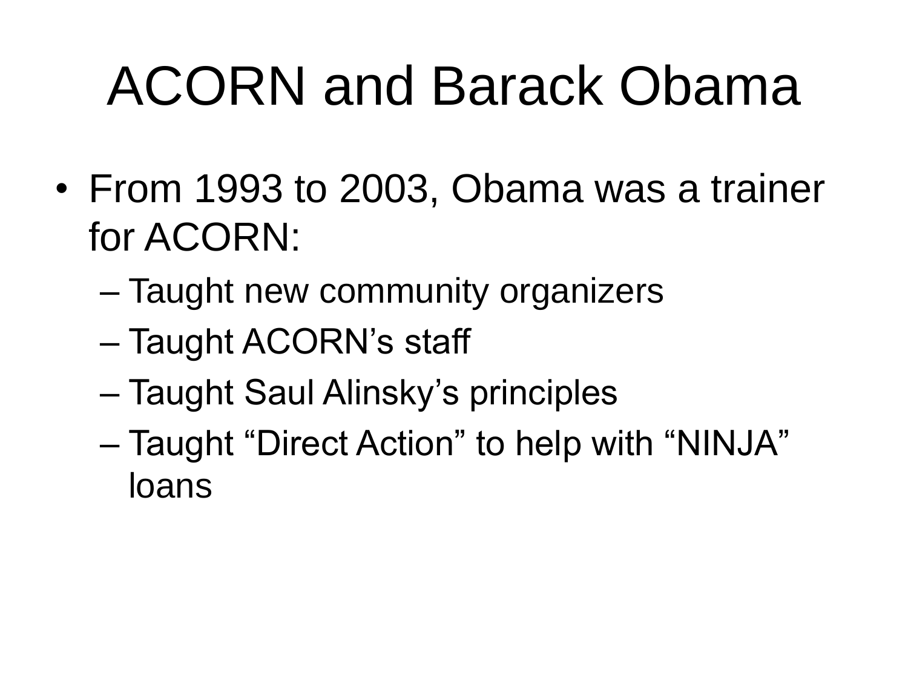# ACORN and Barack Obama

- From 1993 to 2003, Obama was a trainer for ACORN:
  - Taught new community organizers
  - Taught ACORN's staff
  - Taught Saul Alinsky's principles
  - Taught "Direct Action" to help with "NINJA" loans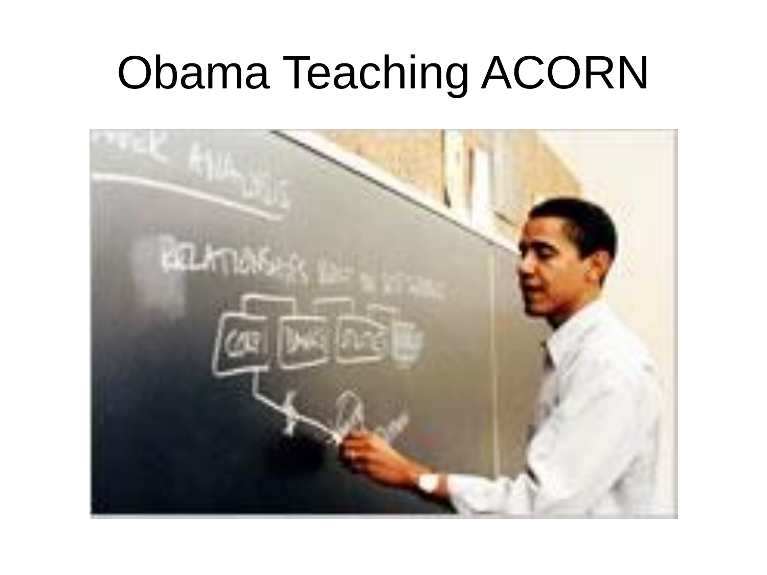# Obama Teaching ACORN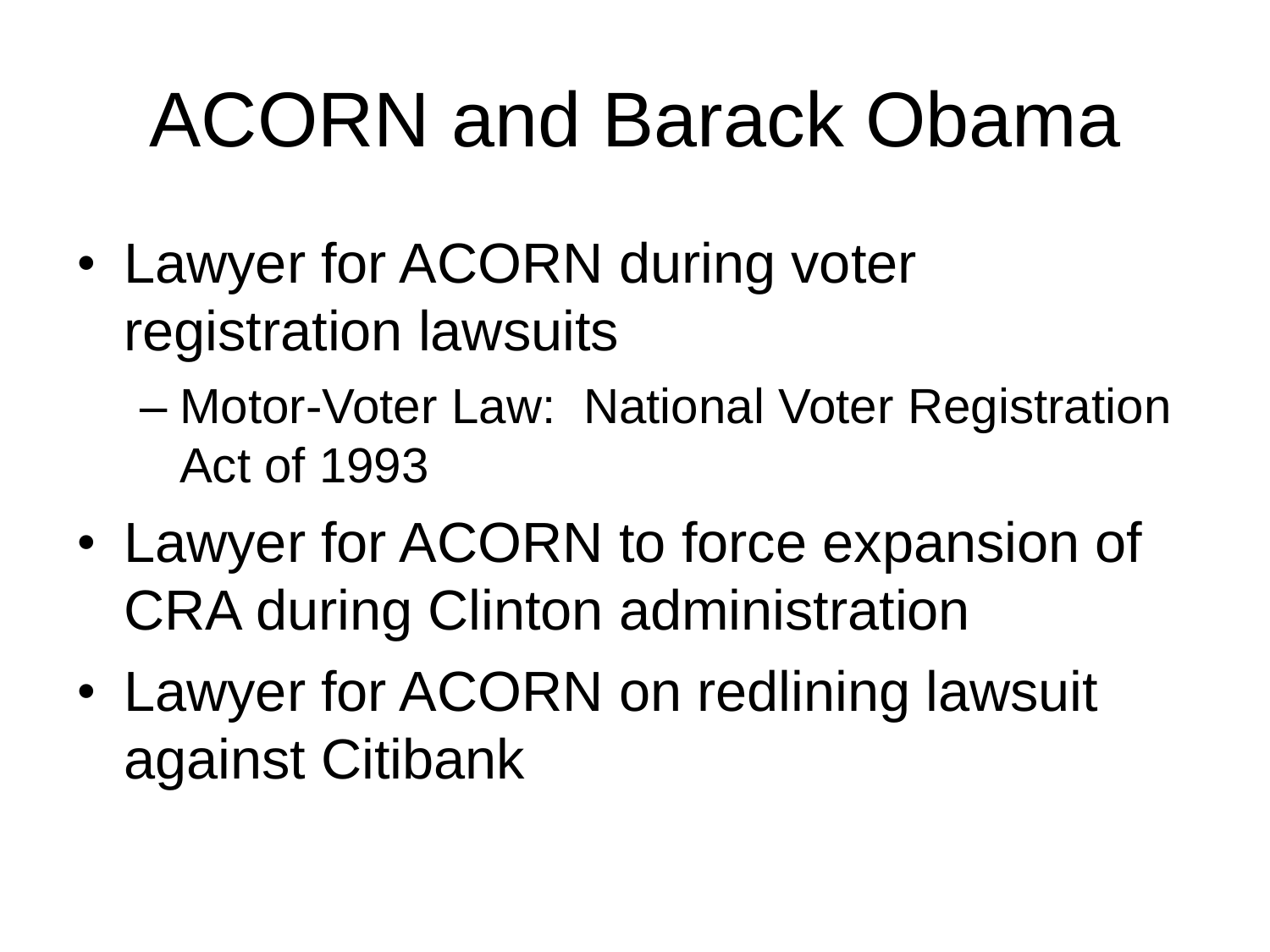# ACORN and Barack Obama

- Lawyer for ACORN during voter registration lawsuits
  - Motor-Voter Law: National Voter Registration Act of 1993
- Lawyer for ACORN to force expansion of CRA during Clinton administration
- Lawyer for ACORN on redlining lawsuit against Citibank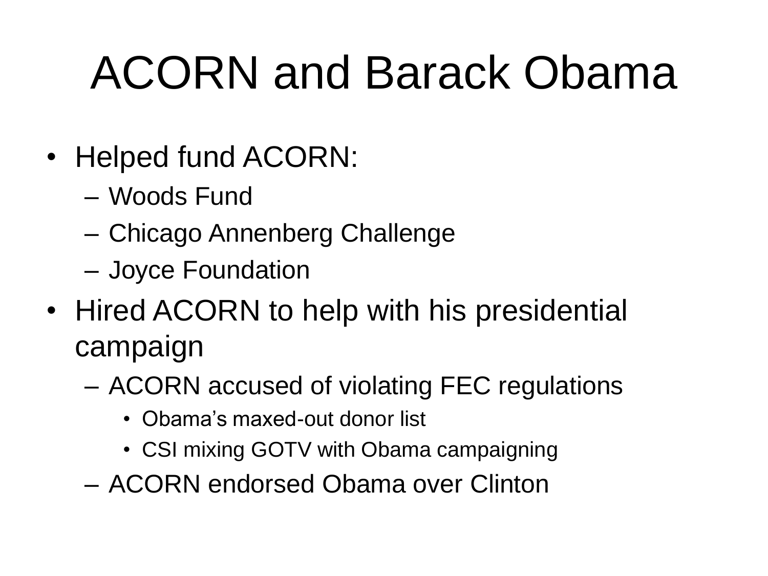# ACORN and Barack Obama

- Helped fund ACORN:
  - Woods Fund
  - Chicago Annenberg Challenge
  - Joyce Foundation
- Hired ACORN to help with his presidential campaign
  - ACORN accused of violating FEC regulations
    - Obama's maxed-out donor list
    - CSI mixing GOTV with Obama campaigning
  - ACORN endorsed Obama over Clinton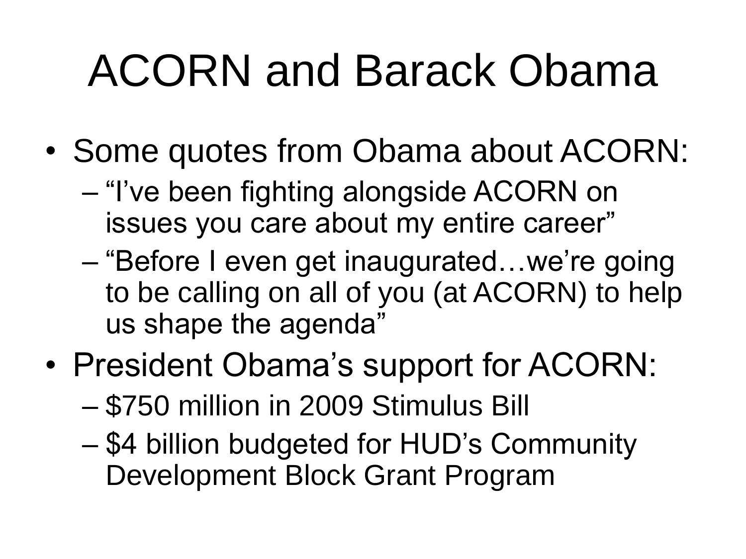# ACORN and Barack Obama

- Some quotes from Obama about ACORN:
  - "I've been fighting alongside ACORN on issues you care about my entire career"
  - "Before I even get inaugurated…we're going to be calling on all of you (at ACORN) to help us shape the agenda"
- President Obama's support for ACORN:
  - $750 million in 2009 Stimulus Bill
  - $4 billion budgeted for HUD's Community Development Block Grant Program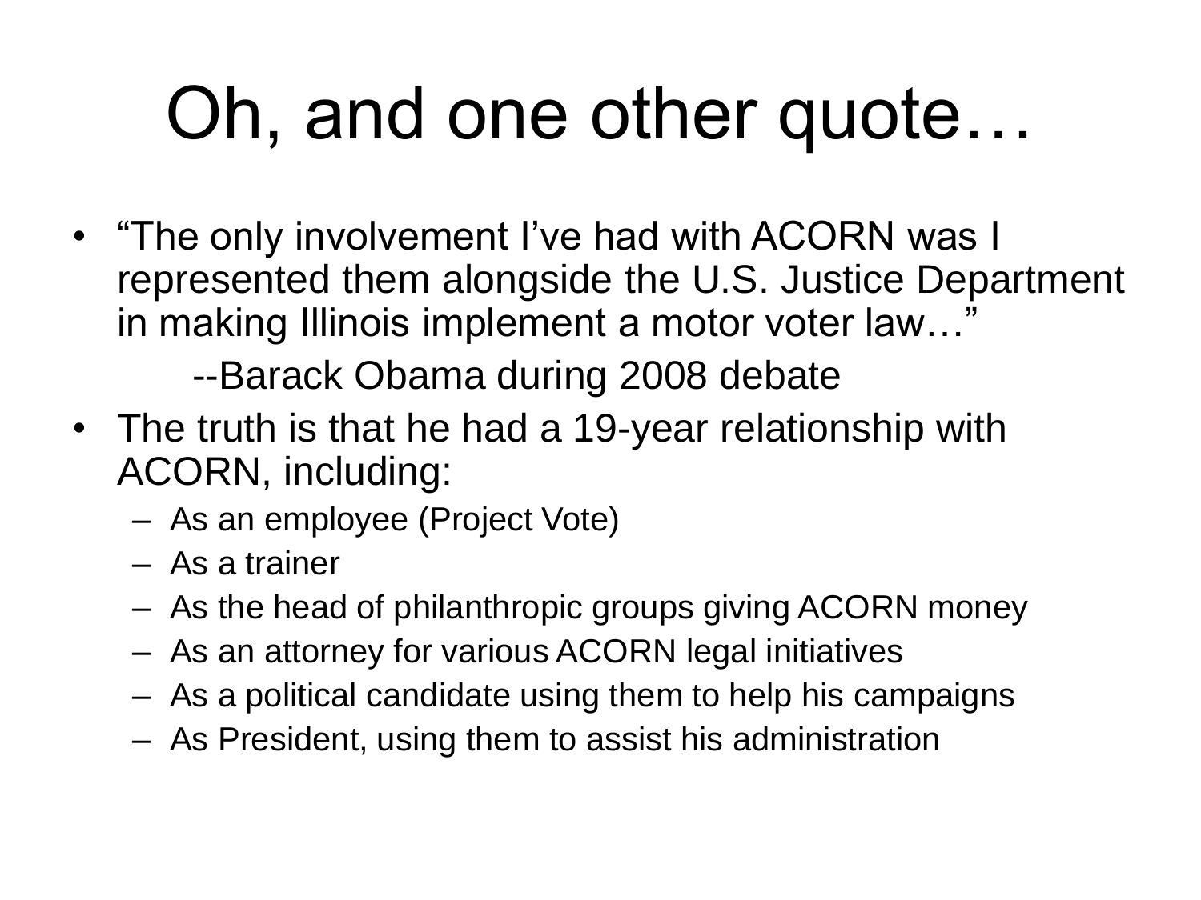# Oh, and one other quote…

- "The only involvement I've had with ACORN was I represented them alongside the U.S. Justice Department in making Illinois implement a motor voter law…"

  --Barack Obama during 2008 debate
- The truth is that he had a 19-year relationship with ACORN, including:
  - As an employee (Project Vote)
  - As a trainer
  - As the head of philanthropic groups giving ACORN money
  - As an attorney for various ACORN legal initiatives
  - As a political candidate using them to help his campaigns
  - As President, using them to assist his administration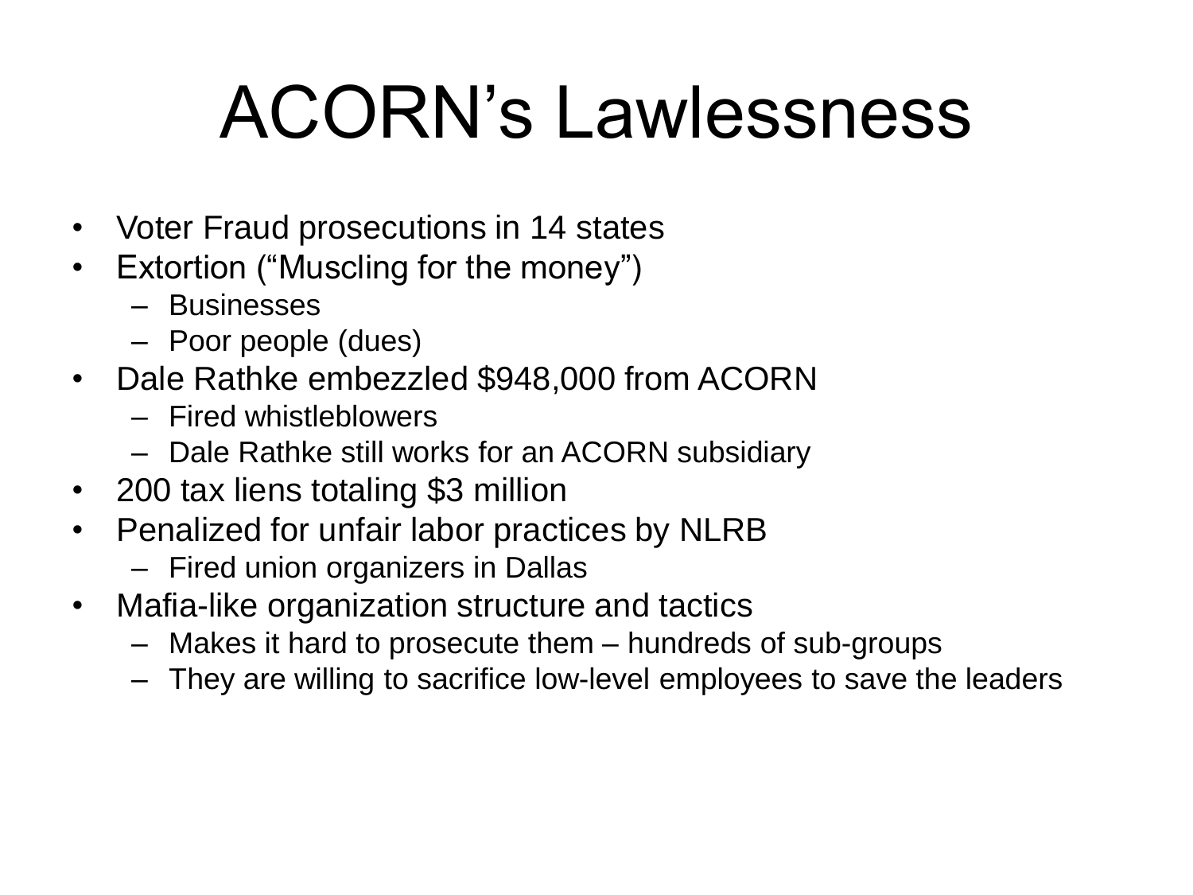# ACORN's Lawlessness

- Voter Fraud prosecutions in 14 states
- Extortion ("Muscling for the money")
  - Businesses
  - Poor people (dues)
- Dale Rathke embezzled $948,000 from ACORN
  - Fired whistleblowers
  - Dale Rathke still works for an ACORN subsidiary
- 200 tax liens totaling $3 million
- Penalized for unfair labor practices by NLRB
  - Fired union organizers in Dallas
- Mafia-like organization structure and tactics
  - Makes it hard to prosecute them – hundreds of sub-groups
  - They are willing to sacrifice low-level employees to save the leaders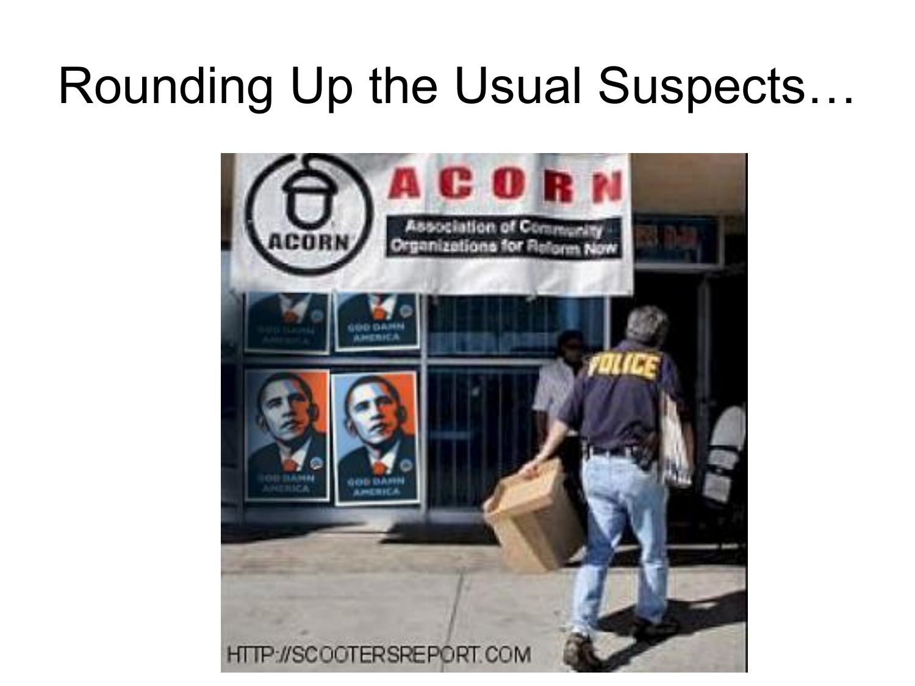# Rounding Up the Usual Suspects…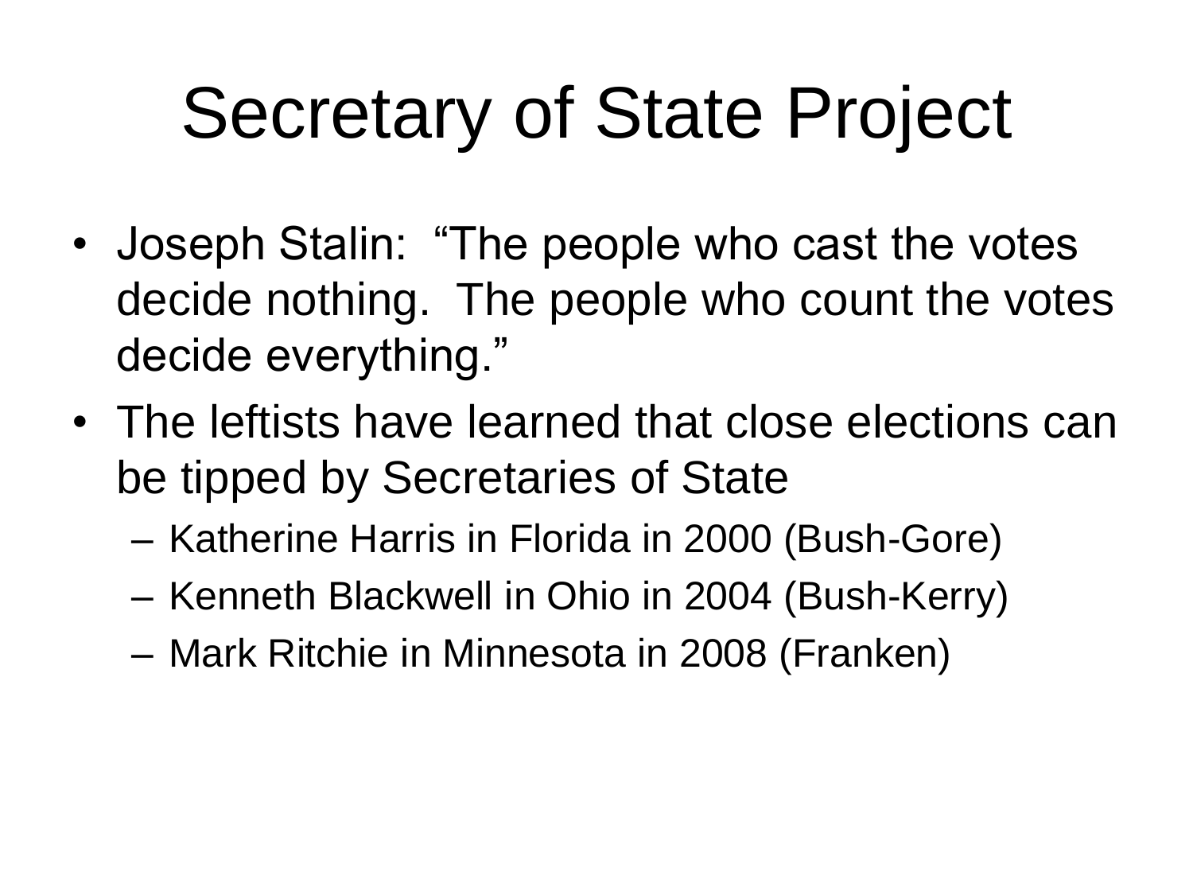# Secretary of State Project

- Joseph Stalin: "The people who cast the votes decide nothing. The people who count the votes decide everything."
- The leftists have learned that close elections can be tipped by Secretaries of State
  - Katherine Harris in Florida in 2000 (Bush-Gore)
  - Kenneth Blackwell in Ohio in 2004 (Bush-Kerry)
  - Mark Ritchie in Minnesota in 2008 (Franken)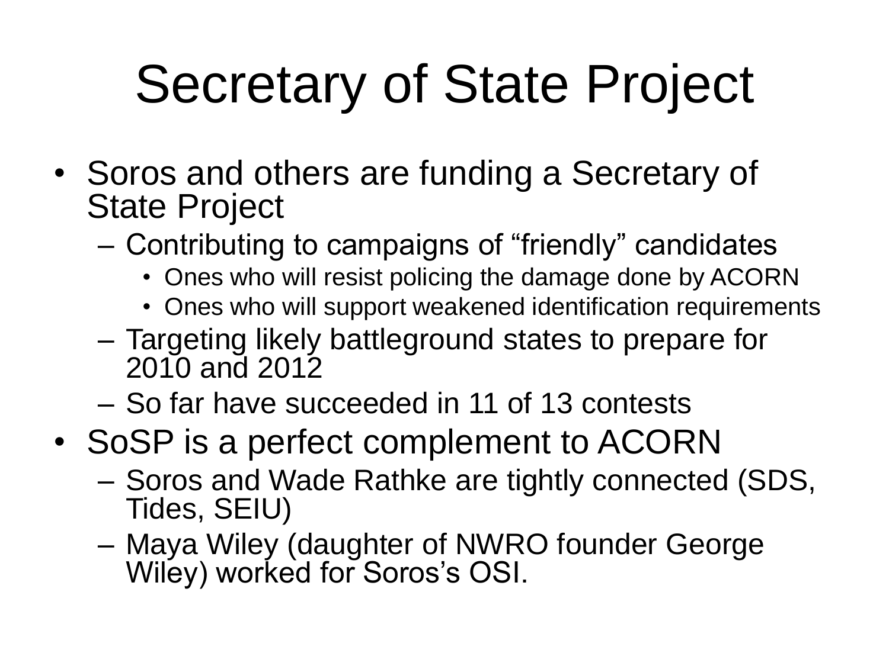# Secretary of State Project

- Soros and others are funding a Secretary of State Project
  - Contributing to campaigns of “friendly” candidates
    - Ones who will resist policing the damage done by ACORN
    - Ones who will support weakened identification requirements
  - Targeting likely battleground states to prepare for 2010 and 2012
  - So far have succeeded in 11 of 13 contests
- SoSP is a perfect complement to ACORN
  - Soros and Wade Rathke are tightly connected (SDS, Tides, SEIU)
  - Maya Wiley (daughter of NWRO founder George Wiley) worked for Soros’s OSI.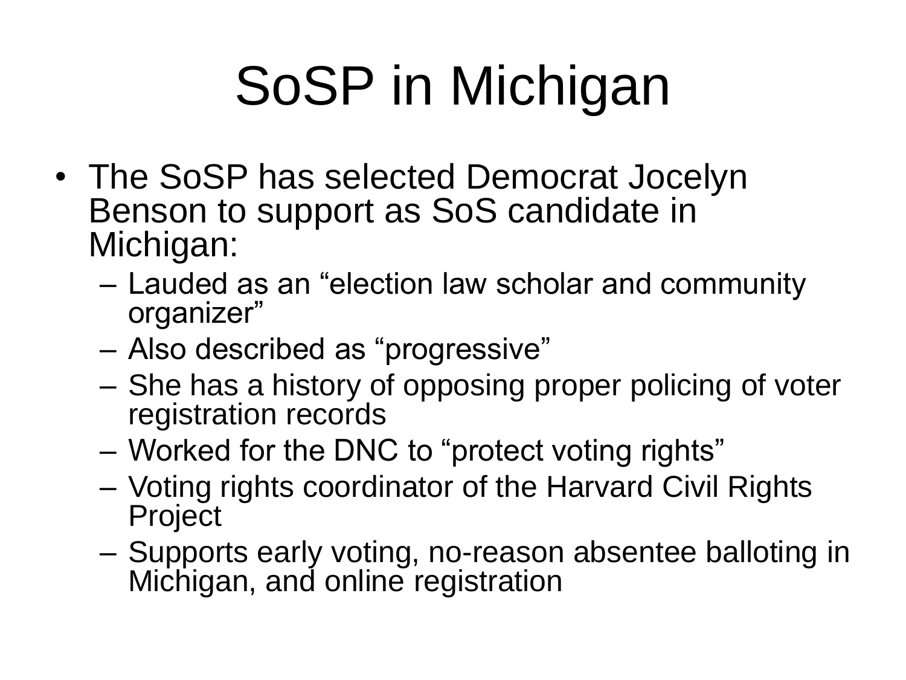# SoSP in Michigan

- The SoSP has selected Democrat Jocelyn Benson to support as SoS candidate in Michigan:
  - Lauded as an “election law scholar and community organizer”
  - Also described as “progressive”
  - She has a history of opposing proper policing of voter registration records
  - Worked for the DNC to “protect voting rights”
  - Voting rights coordinator of the Harvard Civil Rights Project
  - Supports early voting, no-reason absentee balloting in Michigan, and online registration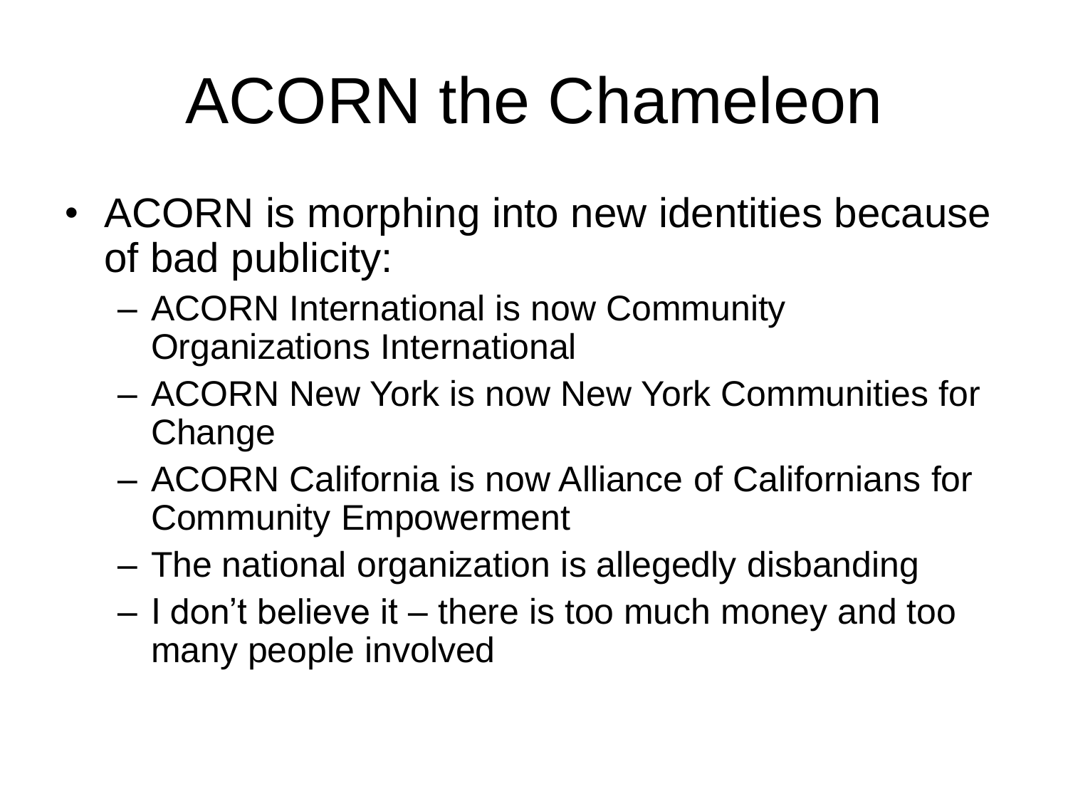# ACORN the Chameleon

- ACORN is morphing into new identities because of bad publicity:
  - ACORN International is now Community Organizations International
  - ACORN New York is now New York Communities for Change
  - ACORN California is now Alliance of Californians for Community Empowerment
  - The national organization is allegedly disbanding
  - I don't believe it – there is too much money and too many people involved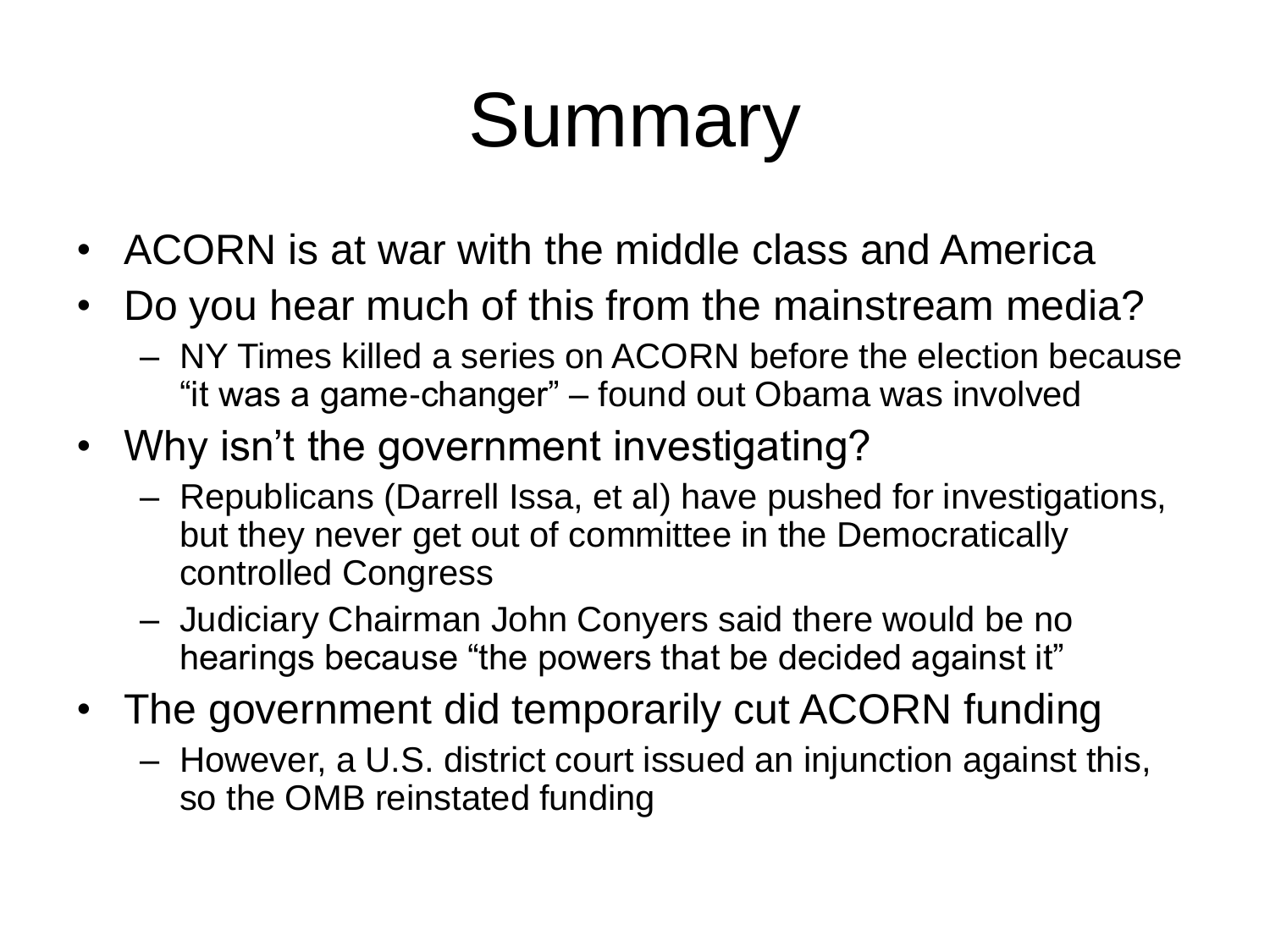# Summary

- ACORN is at war with the middle class and America
- Do you hear much of this from the mainstream media?
  - NY Times killed a series on ACORN before the election because “it was a game-changer” – found out Obama was involved
- Why isn’t the government investigating?
  - Republicans (Darrell Issa, et al) have pushed for investigations, but they never get out of committee in the Democratically controlled Congress
  - Judiciary Chairman John Conyers said there would be no hearings because “the powers that be decided against it”
- The government did temporarily cut ACORN funding
  - However, a U.S. district court issued an injunction against this, so the OMB reinstated funding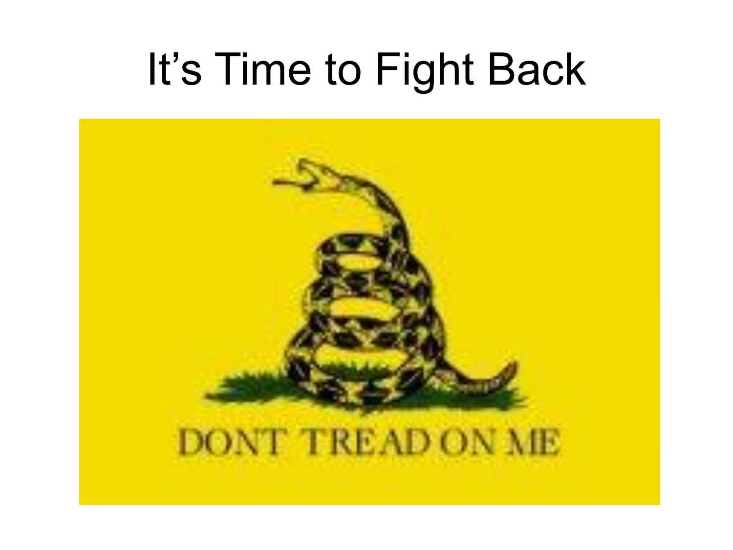# It's Time to Fight Back

DONT TREAD ON ME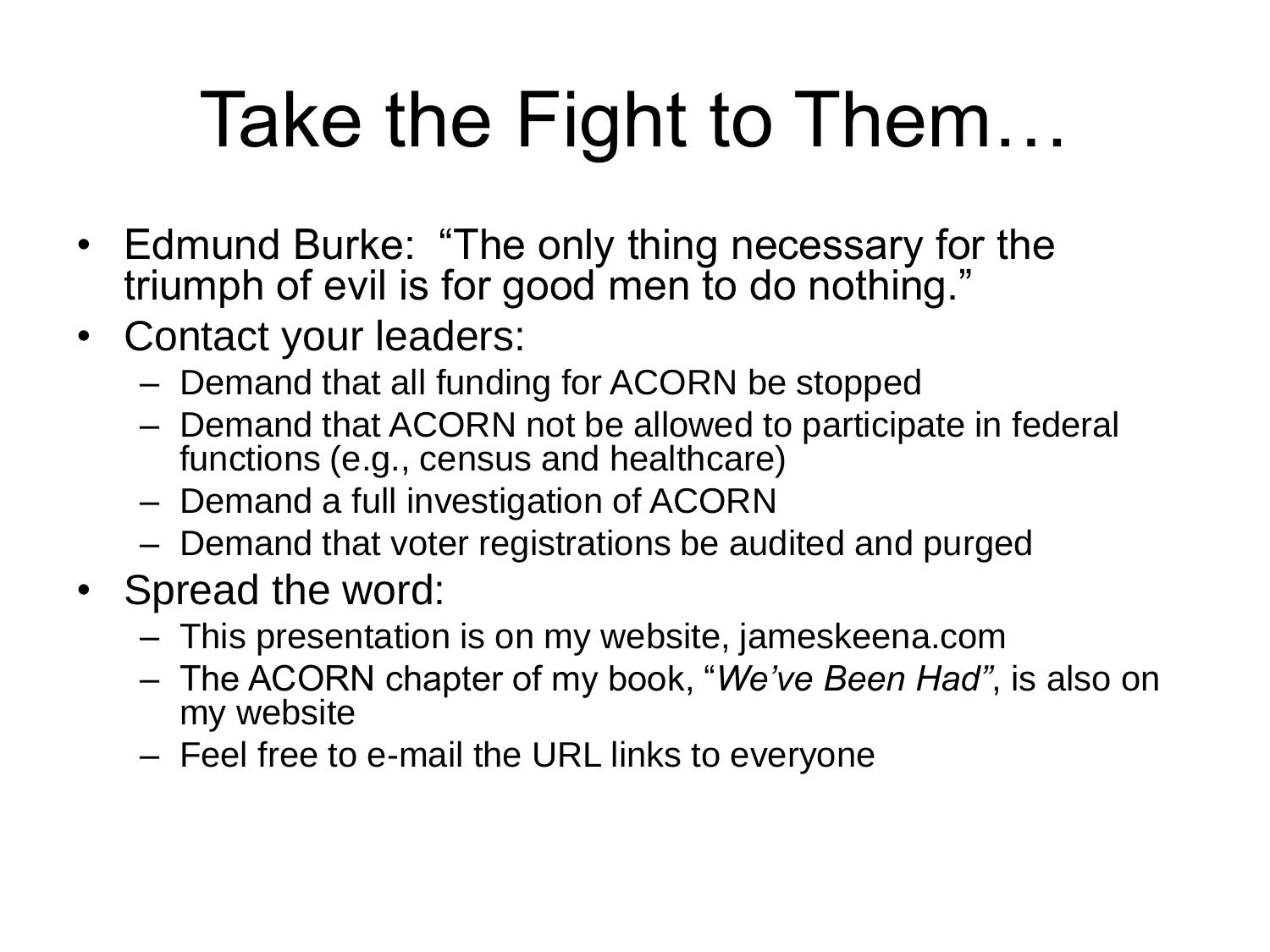# Take the Fight to Them…

- Edmund Burke: "The only thing necessary for the triumph of evil is for good men to do nothing."
- Contact your leaders:
  - Demand that all funding for ACORN be stopped
  - Demand that ACORN not be allowed to participate in federal functions (e.g., census and healthcare)
  - Demand a full investigation of ACORN
  - Demand that voter registrations be audited and purged
- Spread the word:
  - This presentation is on my website, jameskeena.com
  - The ACORN chapter of my book, "*We've Been Had"*, is also on my website
  - Feel free to e-mail the URL links to everyone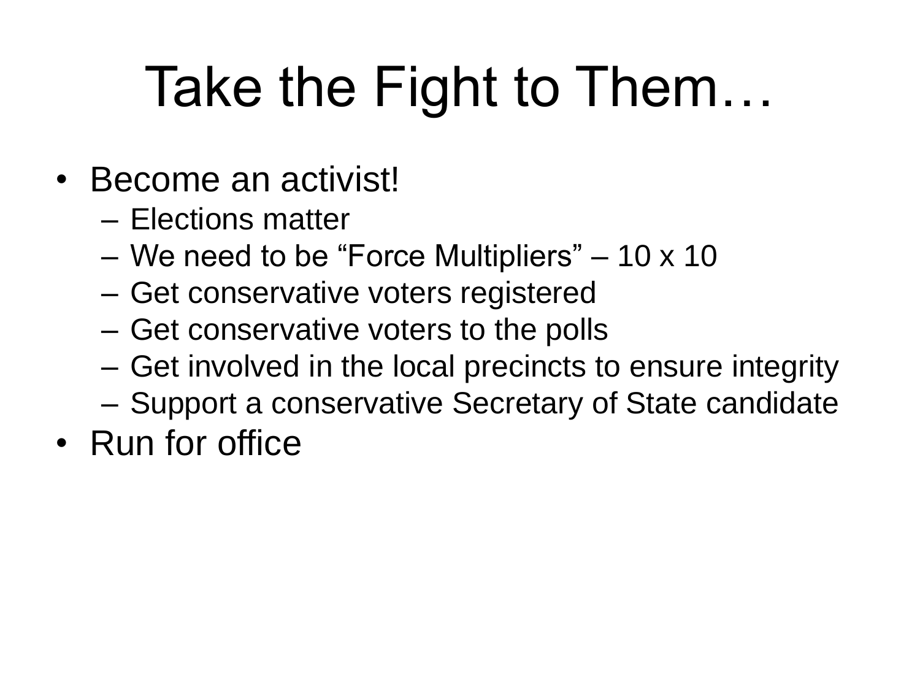# Take the Fight to Them…

- Become an activist!
  - Elections matter
  - We need to be “Force Multipliers” – 10 x 10
  - Get conservative voters registered
  - Get conservative voters to the polls
  - Get involved in the local precincts to ensure integrity
  - Support a conservative Secretary of State candidate
- Run for office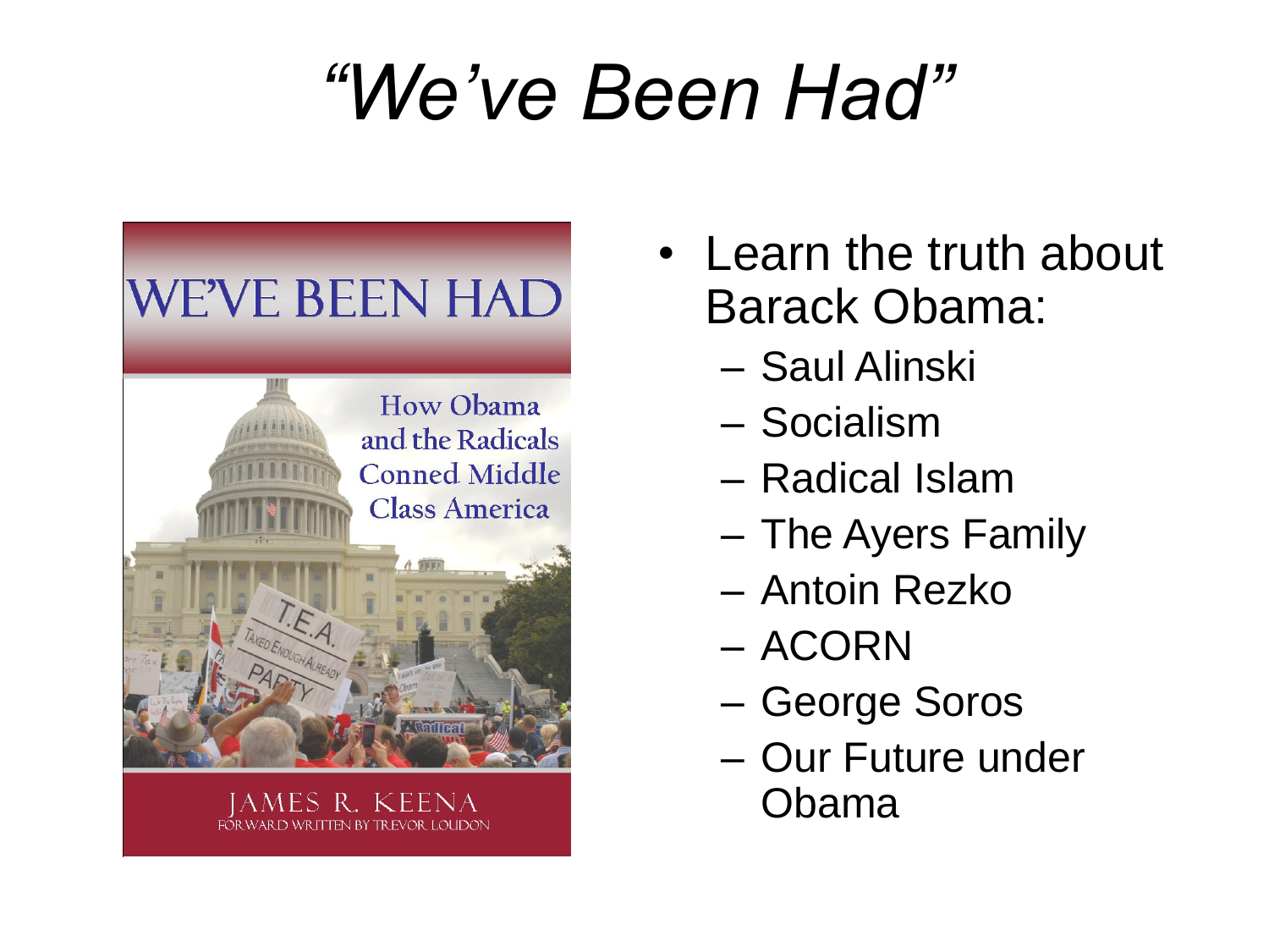# *"We've Been Had"*

WE'VE BEEN HAD

How Obama and the Radicals Conned Middle Class America

JAMES R. KEENA

FORWARD WRITTEN BY TREVOR LOUDON

- Learn the truth about Barack Obama:
  - Saul Alinski
  - Socialism
  - Radical Islam
  - The Ayers Family
  - Antoin Rezko
  - ACORN
  - George Soros
  - Our Future under Obama